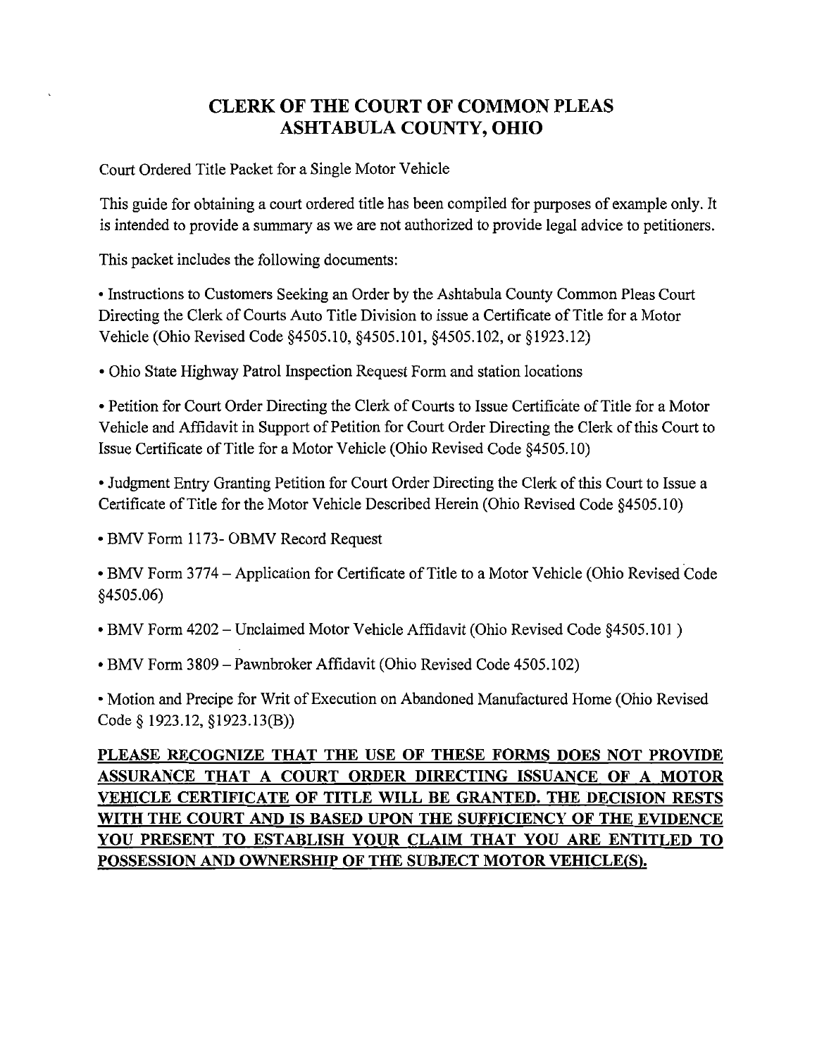# CLERK OF THE COURT OF COMMON PLEAS
# ASHTABULA COUNTY, OHIO

Court Ordered Title Packet for a Single Motor Vehicle

This guide for obtaining a court ordered title has been compiled for purposes of example only. It is intended to provide a summary as we are not authorized to provide legal advice to petitioners.

This packet includes the following documents:

- Instructions to Customers Seeking an Order by the Ashtabula County Common Pleas Court Directing the Clerk of Courts Auto Title Division to issue a Certificate of Title for a Motor Vehicle (Ohio Revised Code §4505.10, §4505.101, §4505.102, or §1923.12)

- Ohio State Highway Patrol Inspection Request Form and station locations

- Petition for Court Order Directing the Clerk of Courts to Issue Certificate of Title for a Motor Vehicle and Affidavit in Support of Petition for Court Order Directing the Clerk of this Court to Issue Certificate of Title for a Motor Vehicle (Ohio Revised Code §4505.10)

- Judgment Entry Granting Petition for Court Order Directing the Clerk of this Court to Issue a Certificate of Title for the Motor Vehicle Described Herein (Ohio Revised Code §4505.10)

- BMV Form 1173- OBMV Record Request

- BMV Form 3774 – Application for Certificate of Title to a Motor Vehicle (Ohio Revised Code §4505.06)

- BMV Form 4202 – Unclaimed Motor Vehicle Affidavit (Ohio Revised Code §4505.101 )

- BMV Form 3809 – Pawnbroker Affidavit (Ohio Revised Code 4505.102)

- Motion and Precipe for Writ of Execution on Abandoned Manufactured Home (Ohio Revised Code § 1923.12, §1923.13(B))

**PLEASE RECOGNIZE THAT THE USE OF THESE FORMS DOES NOT PROVIDE ASSURANCE THAT A COURT ORDER DIRECTING ISSUANCE OF A MOTOR VEHICLE CERTIFICATE OF TITLE WILL BE GRANTED. THE DECISION RESTS WITH THE COURT AND IS BASED UPON THE SUFFICIENCY OF THE EVIDENCE YOU PRESENT TO ESTABLISH YOUR CLAIM THAT YOU ARE ENTITLED TO POSSESSION AND OWNERSHIP OF THE SUBJECT MOTOR VEHICLE(S).**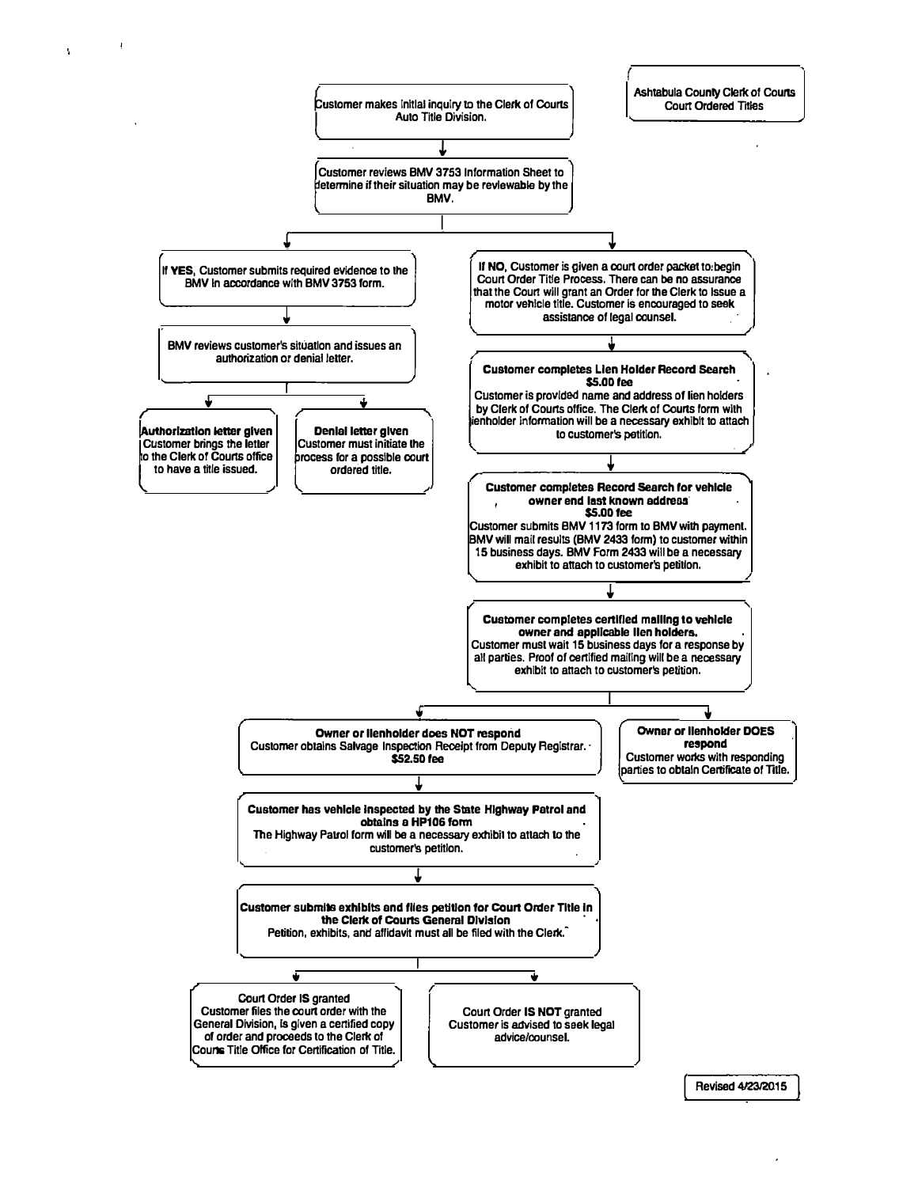**Ashtabula County Clerk of Courts**
**Court Ordered Titles**

Customer makes initial inquiry to the Clerk of Courts Auto Title Division.

↓

Customer reviews BMV 3753 Information Sheet to determine if their situation may be reviewable by the BMV.

↓

**If YES**, Customer submits required evidence to the BMV in accordance with BMV 3753 form.

↓

BMV reviews customer's situation and issues an authorization or denial letter.

↓

- **Authorization letter given**
  Customer brings the letter to the Clerk of Courts office to have a title issued.

- **Denial letter given**
  Customer must initiate the process for a possible court ordered title.

**If NO**, Customer is given a court order packet to begin Court Order Title Process. There can be no assurance that the Court will grant an Order for the Clerk to issue a motor vehicle title. Customer is encouraged to seek assistance of legal counsel.

↓

**Customer completes Lien Holder Record Search**
**$5.00 fee**
Customer is provided name and address of lien holders by Clerk of Courts office. The Clerk of Courts form with lienholder information will be a necessary exhibit to attach to customer's petition.

↓

**Customer completes Record Search for vehicle owner and last known address**
**$5.00 fee**
Customer submits BMV 1173 form to BMV with payment. BMV will mail results (BMV 2433 form) to customer within 15 business days. BMV Form 2433 will be a necessary exhibit to attach to customer's petition.

↓

**Customer completes certified mailing to vehicle owner and applicable lien holders.**
Customer must wait 15 business days for a response by all parties. Proof of certified mailing will be a necessary exhibit to attach to customer's petition.

↓

- **Owner or lienholder DOES respond**
  Customer works with responding parties to obtain Certificate of Title.

- **Owner or lienholder does NOT respond**
  Customer obtains Salvage Inspection Receipt from Deputy Registrar.
  **$52.50 fee**

↓

**Customer has vehicle inspected by the State Highway Patrol and obtains a HP106 form**
The Highway Patrol form will be a necessary exhibit to attach to the customer's petition.

↓

**Customer submits exhibits and files petition for Court Order Title in the Clerk of Courts General Division**
Petition, exhibits, and affidavit must all be filed with the Clerk.

↓

- Court Order **IS** granted
  Customer files the court order with the General Division, is given a certified copy of order and proceeds to the Clerk of Courts Title Office for Certification of Title.

- Court Order **IS NOT** granted
  Customer is advised to seek legal advice/counsel.

Revised 4/23/2015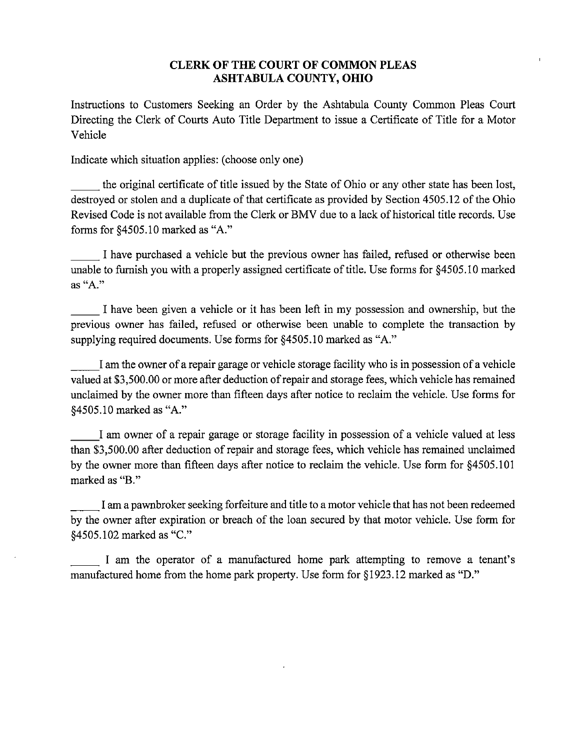**CLERK OF THE COURT OF COMMON PLEAS**
**ASHTABULA COUNTY, OHIO**

Instructions to Customers Seeking an Order by the Ashtabula County Common Pleas Court Directing the Clerk of Courts Auto Title Department to issue a Certificate of Title for a Motor Vehicle

Indicate which situation applies: (choose only one)

_____ the original certificate of title issued by the State of Ohio or any other state has been lost, destroyed or stolen and a duplicate of that certificate as provided by Section 4505.12 of the Ohio Revised Code is not available from the Clerk or BMV due to a lack of historical title records. Use forms for §4505.10 marked as "A."

_____ I have purchased a vehicle but the previous owner has failed, refused or otherwise been unable to furnish you with a properly assigned certificate of title. Use forms for §4505.10 marked as "A."

_____ I have been given a vehicle or it has been left in my possession and ownership, but the previous owner has failed, refused or otherwise been unable to complete the transaction by supplying required documents. Use forms for §4505.10 marked as "A."

_____ I am the owner of a repair garage or vehicle storage facility who is in possession of a vehicle valued at $3,500.00 or more after deduction of repair and storage fees, which vehicle has remained unclaimed by the owner more than fifteen days after notice to reclaim the vehicle. Use forms for §4505.10 marked as "A."

_____ I am owner of a repair garage or storage facility in possession of a vehicle valued at less than $3,500.00 after deduction of repair and storage fees, which vehicle has remained unclaimed by the owner more than fifteen days after notice to reclaim the vehicle. Use form for §4505.101 marked as "B."

_____ I am a pawnbroker seeking forfeiture and title to a motor vehicle that has not been redeemed by the owner after expiration or breach of the loan secured by that motor vehicle. Use form for §4505.102 marked as "C."

_____ I am the operator of a manufactured home park attempting to remove a tenant's manufactured home from the home park property. Use form for §1923.12 marked as "D."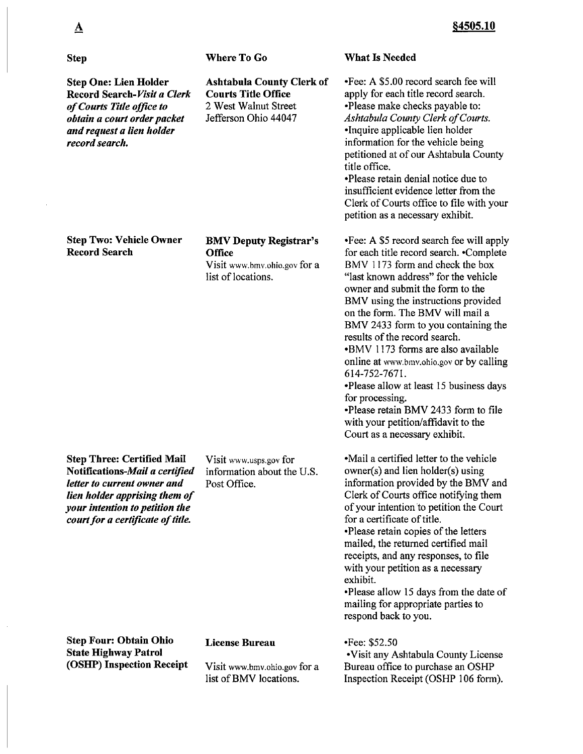**A** **§4505.10**

| Step | Where To Go | What Is Needed |
|---|---|---|
| **Step One: Lien Holder Record Search-*Visit a Clerk of Courts Title office to obtain a court order packet and request a lien holder record search.*** | **Ashtabula County Clerk of Courts Title Office** 2 West Walnut Street Jefferson Ohio 44047 | •Fee: A $5.00 record search fee will apply for each title record search. •Please make checks payable to: *Ashtabula County Clerk of Courts.* •Inquire applicable lien holder information for the vehicle being petitioned at of our Ashtabula County title office. •Please retain denial notice due to insufficient evidence letter from the Clerk of Courts office to file with your petition as a necessary exhibit. |
| **Step Two: Vehicle Owner Record Search** | **BMV Deputy Registrar's Office** Visit www.bmv.ohio.gov for a list of locations. | •Fee: A $5 record search fee will apply for each title record search. •Complete BMV 1173 form and check the box "last known address" for the vehicle owner and submit the form to the BMV using the instructions provided on the form. The BMV will mail a BMV 2433 form to you containing the results of the record search. •BMV 1173 forms are also available online at www.bmv.ohio.gov or by calling 614-752-7671. •Please allow at least 15 business days for processing. •Please retain BMV 2433 form to file with your petition/affidavit to the Court as a necessary exhibit. |
| **Step Three: Certified Mail Notifications-*Mail a certified letter to current owner and lien holder apprising them of your intention to petition the court for a certificate of title.*** | Visit www.usps.gov for information about the U.S. Post Office. | •Mail a certified letter to the vehicle owner(s) and lien holder(s) using information provided by the BMV and Clerk of Courts office notifying them of your intention to petition the Court for a certificate of title. •Please retain copies of the letters mailed, the returned certified mail receipts, and any responses, to file with your petition as a necessary exhibit. •Please allow 15 days from the date of mailing for appropriate parties to respond back to you. |
| **Step Four: Obtain Ohio State Highway Patrol (OSHP) Inspection Receipt** | **License Bureau** Visit www.bmv.ohio.gov for a list of BMV locations. | •Fee: $52.50 •Visit any Ashtabula County License Bureau office to purchase an OSHP Inspection Receipt (OSHP 106 form). |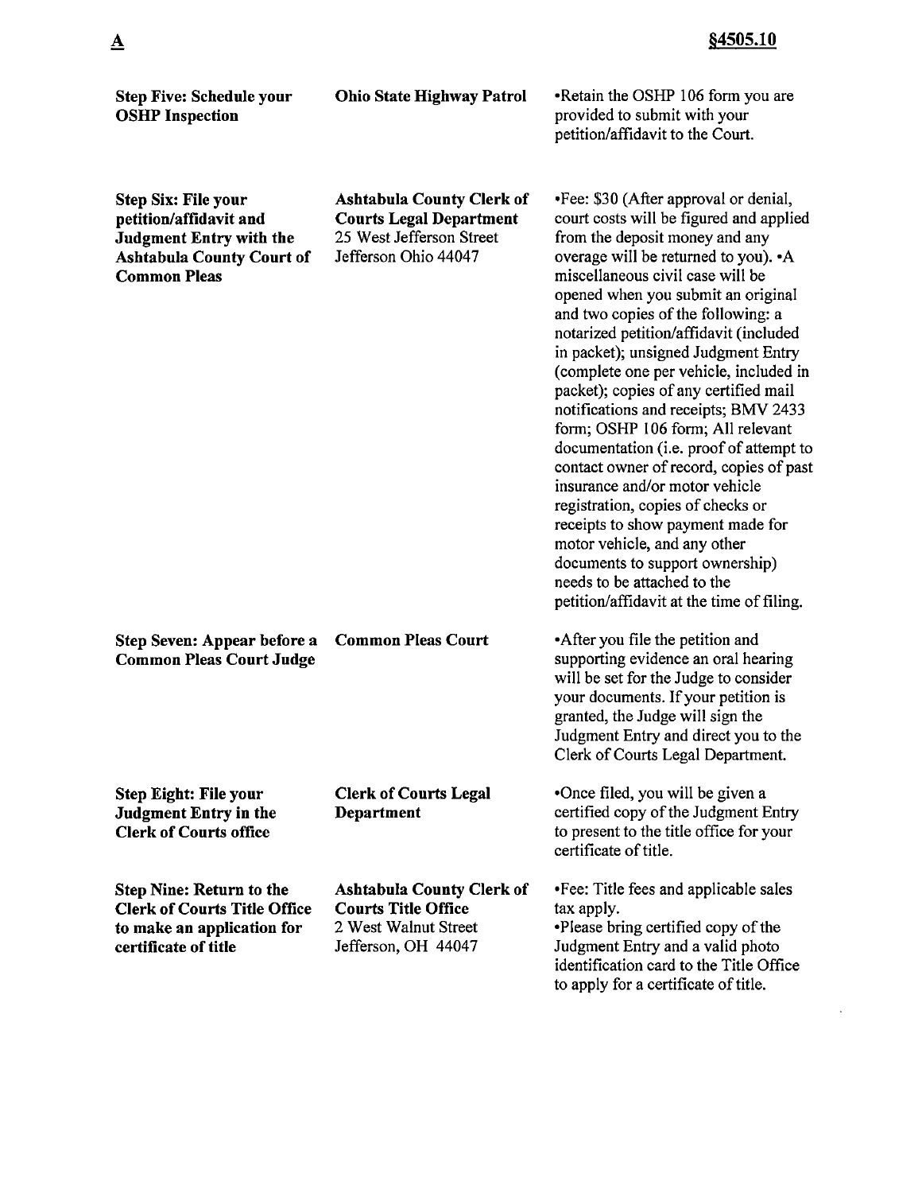| | | |
|---|---|---|
| **Step Five: Schedule your OSHP Inspection** | **Ohio State Highway Patrol** | •Retain the OSHP 106 form you are provided to submit with your petition/affidavit to the Court. |
| **Step Six: File your petition/affidavit and Judgment Entry with the Ashtabula County Court of Common Pleas** | **Ashtabula County Clerk of Courts Legal Department**<br>25 West Jefferson Street<br>Jefferson Ohio 44047 | •Fee: $30 (After approval or denial, court costs will be figured and applied from the deposit money and any overage will be returned to you). •A miscellaneous civil case will be opened when you submit an original and two copies of the following: a notarized petition/affidavit (included in packet); unsigned Judgment Entry (complete one per vehicle, included in packet); copies of any certified mail notifications and receipts; BMV 2433 form; OSHP 106 form; All relevant documentation (i.e. proof of attempt to contact owner of record, copies of past insurance and/or motor vehicle registration, copies of checks or receipts to show payment made for motor vehicle, and any other documents to support ownership) needs to be attached to the petition/affidavit at the time of filing. |
| **Step Seven: Appear before a Common Pleas Court Judge** | **Common Pleas Court** | •After you file the petition and supporting evidence an oral hearing will be set for the Judge to consider your documents. If your petition is granted, the Judge will sign the Judgment Entry and direct you to the Clerk of Courts Legal Department. |
| **Step Eight: File your Judgment Entry in the Clerk of Courts office** | **Clerk of Courts Legal Department** | •Once filed, you will be given a certified copy of the Judgment Entry to present to the title office for your certificate of title. |
| **Step Nine: Return to the Clerk of Courts Title Office to make an application for certificate of title** | **Ashtabula County Clerk of Courts Title Office**<br>2 West Walnut Street<br>Jefferson, OH 44047 | •Fee: Title fees and applicable sales tax apply.<br>•Please bring certified copy of the Judgment Entry and a valid photo identification card to the Title Office to apply for a certificate of title. |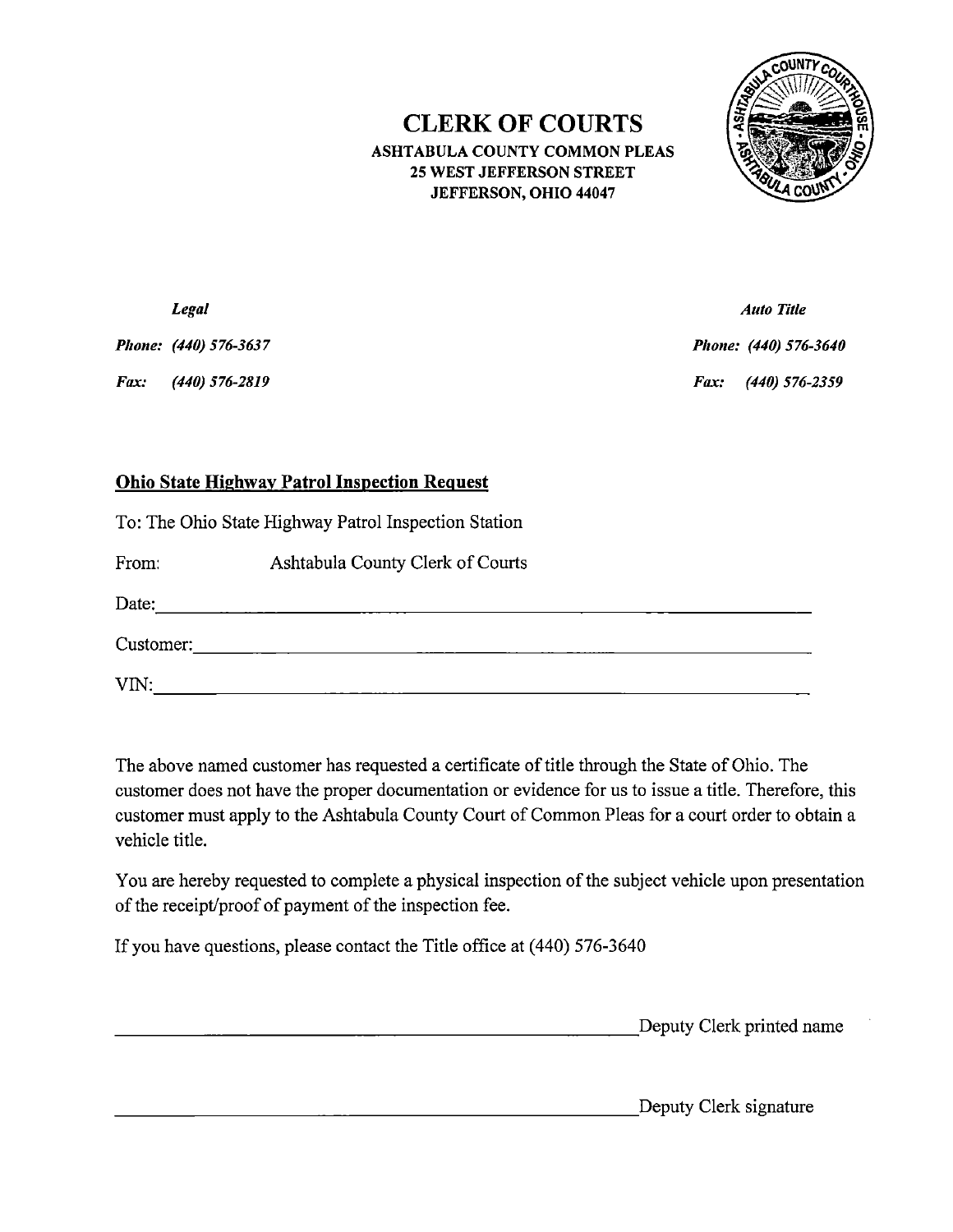# CLERK OF COURTS

**ASHTABULA COUNTY COMMON PLEAS**
**25 WEST JEFFERSON STREET**
**JEFFERSON, OHIO 44047**

| ***Legal*** | ***Auto Title*** |
|---|---|
| ***Phone:*** *(440) 576-3637* | ***Phone:*** *(440) 576-3640* |
| ***Fax:*** *(440) 576-2819* | ***Fax:*** *(440) 576-2359* |

## Ohio State Highway Patrol Inspection Request

To: The Ohio State Highway Patrol Inspection Station

From: Ashtabula County Clerk of Courts

Date:\_\_\_\_\_\_\_\_\_\_\_\_\_\_\_\_\_\_\_\_\_\_\_\_\_\_\_\_\_\_\_\_\_\_\_\_\_\_\_\_\_\_\_\_\_\_\_\_\_\_\_\_\_\_\_\_\_\_\_\_

Customer:\_\_\_\_\_\_\_\_\_\_\_\_\_\_\_\_\_\_\_\_\_\_\_\_\_\_\_\_\_\_\_\_\_\_\_\_\_\_\_\_\_\_\_\_\_\_\_\_\_\_\_\_\_\_\_

VIN:\_\_\_\_\_\_\_\_\_\_\_\_\_\_\_\_\_\_\_\_\_\_\_\_\_\_\_\_\_\_\_\_\_\_\_\_\_\_\_\_\_\_\_\_\_\_\_\_\_\_\_\_\_\_\_\_\_\_\_\_\_

The above named customer has requested a certificate of title through the State of Ohio. The customer does not have the proper documentation or evidence for us to issue a title. Therefore, this customer must apply to the Ashtabula County Court of Common Pleas for a court order to obtain a vehicle title.

You are hereby requested to complete a physical inspection of the subject vehicle upon presentation of the receipt/proof of payment of the inspection fee.

If you have questions, please contact the Title office at (440) 576-3640

\_\_\_\_\_\_\_\_\_\_\_\_\_\_\_\_\_\_\_\_\_\_\_\_\_\_\_\_\_\_\_\_\_\_\_\_\_\_\_\_\_\_\_\_\_\_\_\_Deputy Clerk printed name

\_\_\_\_\_\_\_\_\_\_\_\_\_\_\_\_\_\_\_\_\_\_\_\_\_\_\_\_\_\_\_\_\_\_\_\_\_\_\_\_\_\_\_\_\_\_\_\_Deputy Clerk signature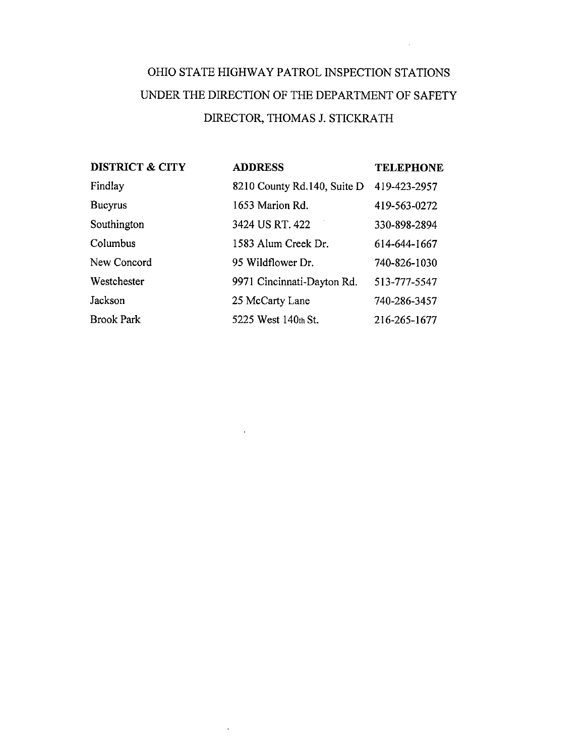# OHIO STATE HIGHWAY PATROL INSPECTION STATIONS UNDER THE DIRECTION OF THE DEPARTMENT OF SAFETY DIRECTOR, THOMAS J. STICKRATH

| DISTRICT & CITY | ADDRESS | TELEPHONE |
|---|---|---|
| Findlay | 8210 County Rd.140, Suite D | 419-423-2957 |
| Bucyrus | 1653 Marion Rd. | 419-563-0272 |
| Southington | 3424 US RT. 422 | 330-898-2894 |
| Columbus | 1583 Alum Creek Dr. | 614-644-1667 |
| New Concord | 95 Wildflower Dr. | 740-826-1030 |
| Westchester | 9971 Cincinnati-Dayton Rd. | 513-777-5547 |
| Jackson | 25 McCarty Lane | 740-286-3457 |
| Brook Park | 5225 West 140th St. | 216-265-1677 |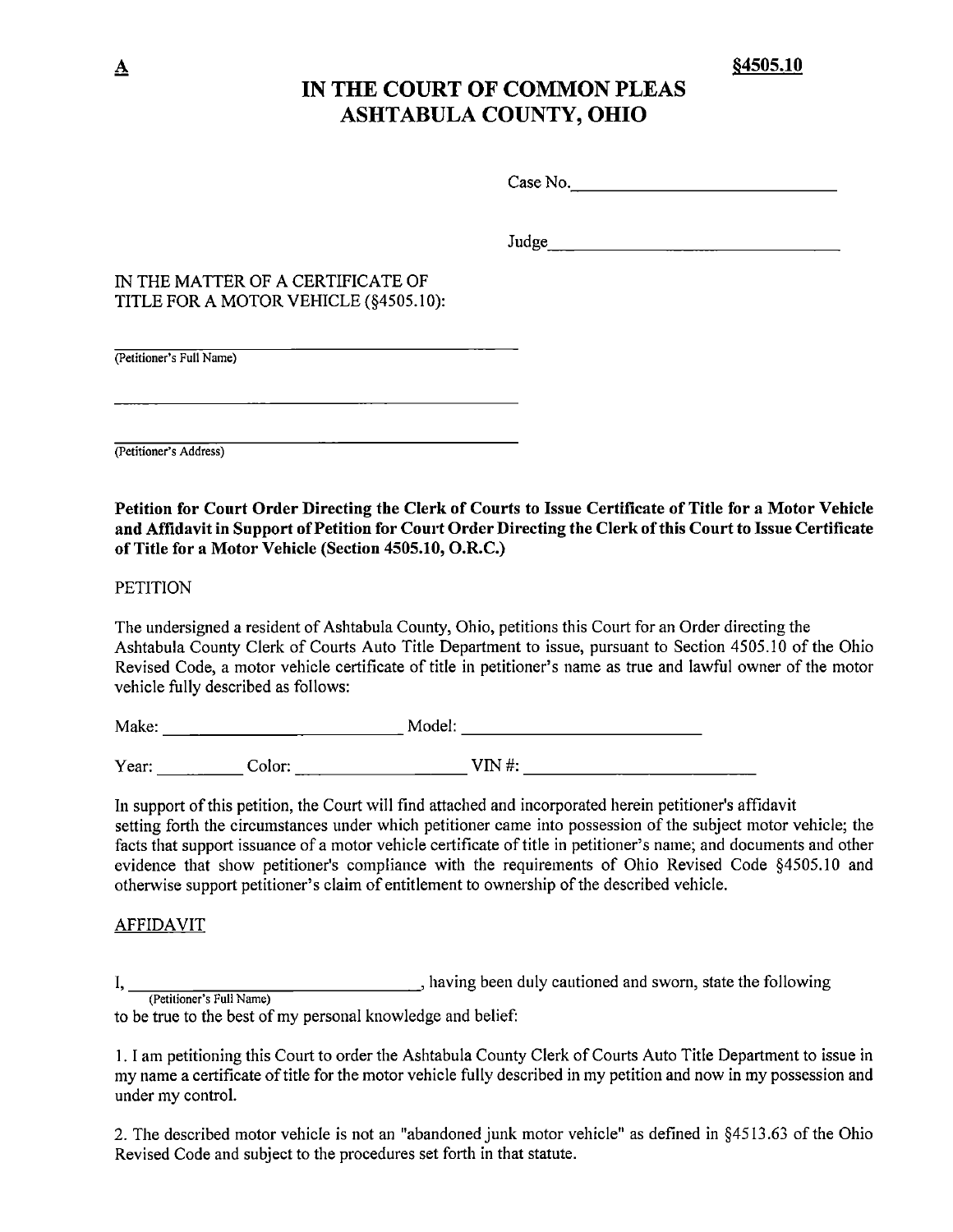A §4505.10

# IN THE COURT OF COMMON PLEAS
# ASHTABULA COUNTY, OHIO

Case No.\_\_\_\_\_\_\_\_\_\_\_\_\_\_\_\_\_\_\_\_\_\_\_\_\_\_\_\_

Judge\_\_\_\_\_\_\_\_\_\_\_\_\_\_\_\_\_\_\_\_\_\_\_\_\_\_\_\_\_\_\_

IN THE MATTER OF A CERTIFICATE OF
TITLE FOR A MOTOR VEHICLE (§4505.10):

\_\_\_\_\_\_\_\_\_\_\_\_\_\_\_\_\_\_\_\_\_\_\_\_\_\_\_\_\_\_\_\_\_\_\_\_\_\_\_\_
(Petitioner's Full Name)

\_\_\_\_\_\_\_\_\_\_\_\_\_\_\_\_\_\_\_\_\_\_\_\_\_\_\_\_\_\_\_\_\_\_\_\_\_\_\_\_

\_\_\_\_\_\_\_\_\_\_\_\_\_\_\_\_\_\_\_\_\_\_\_\_\_\_\_\_\_\_\_\_\_\_\_\_\_\_\_\_
(Petitioner's Address)

**Petition for Court Order Directing the Clerk of Courts to Issue Certificate of Title for a Motor Vehicle and Affidavit in Support of Petition for Court Order Directing the Clerk of this Court to Issue Certificate of Title for a Motor Vehicle (Section 4505.10, O.R.C.)**

PETITION

The undersigned a resident of Ashtabula County, Ohio, petitions this Court for an Order directing the Ashtabula County Clerk of Courts Auto Title Department to issue, pursuant to Section 4505.10 of the Ohio Revised Code, a motor vehicle certificate of title in petitioner's name as true and lawful owner of the motor vehicle fully described as follows:

Make: \_\_\_\_\_\_\_\_\_\_\_\_\_\_\_\_\_\_\_\_\_\_\_\_\_\_ Model: \_\_\_\_\_\_\_\_\_\_\_\_\_\_\_\_\_\_\_\_\_\_\_\_\_\_

Year: \_\_\_\_\_\_\_\_\_ Color: \_\_\_\_\_\_\_\_\_\_\_\_\_\_\_\_\_\_ VIN #: \_\_\_\_\_\_\_\_\_\_\_\_\_\_\_\_\_\_\_\_\_\_\_\_\_\_

In support of this petition, the Court will find attached and incorporated herein petitioner's affidavit setting forth the circumstances under which petitioner came into possession of the subject motor vehicle; the facts that support issuance of a motor vehicle certificate of title in petitioner's name; and documents and other evidence that show petitioner's compliance with the requirements of Ohio Revised Code §4505.10 and otherwise support petitioner's claim of entitlement to ownership of the described vehicle.

AFFIDAVIT

I, \_\_\_\_\_\_\_\_\_\_\_\_\_\_\_\_\_\_\_\_\_\_\_\_\_\_\_\_\_\_\_\_\_, having been duly cautioned and sworn, state the following
(Petitioner's Full Name)
to be true to the best of my personal knowledge and belief:

1. I am petitioning this Court to order the Ashtabula County Clerk of Courts Auto Title Department to issue in my name a certificate of title for the motor vehicle fully described in my petition and now in my possession and under my control.

2. The described motor vehicle is not an "abandoned junk motor vehicle" as defined in §4513.63 of the Ohio Revised Code and subject to the procedures set forth in that statute.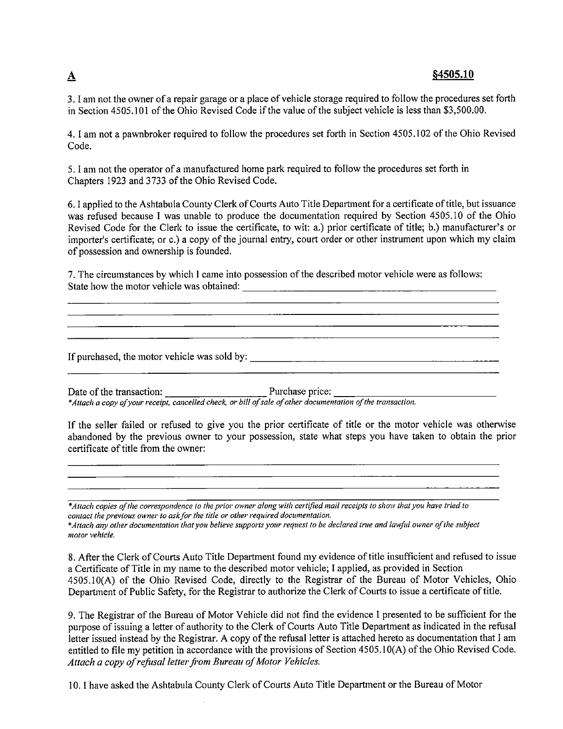**A** **§4505.10**

3. I am not the owner of a repair garage or a place of vehicle storage required to follow the procedures set forth in Section 4505.101 of the Ohio Revised Code if the value of the subject vehicle is less than $3,500.00.

4. I am not a pawnbroker required to follow the procedures set forth in Section 4505.102 of the Ohio Revised Code.

5. I am not the operator of a manufactured home park required to follow the procedures set forth in Chapters 1923 and 3733 of the Ohio Revised Code.

6. I applied to the Ashtabula County Clerk of Courts Auto Title Department for a certificate of title, but issuance was refused because I was unable to produce the documentation required by Section 4505.10 of the Ohio Revised Code for the Clerk to issue the certificate, to wit: a.) prior certificate of title; b.) manufacturer's or importer's certificate; or c.) a copy of the journal entry, court order or other instrument upon which my claim of possession and ownership is founded.

7. The circumstances by which I came into possession of the described motor vehicle were as follows:
State how the motor vehicle was obtained: ______________________________________________

________________________________________________________________________________

________________________________________________________________________________

________________________________________________________________________________

________________________________________________________________________________

If purchased, the motor vehicle was sold by: ______________________________________________

________________________________________________________________________________

Date of the transaction: ____________________ Purchase price: ______________________________

*\*Attach a copy of your receipt, cancelled check, or bill of sale of other documentation of the transaction.*

If the seller failed or refused to give you the prior certificate of title or the motor vehicle was otherwise abandoned by the previous owner to your possession, state what steps you have taken to obtain the prior certificate of title from the owner:

________________________________________________________________________________

________________________________________________________________________________

________________________________________________________________________________

________________________________________________________________________________

*\*Attach copies of the correspondence to the prior owner along with certified mail receipts to show that you have tried to contact the previous owner to ask for the title or other required documentation.*

*\*Attach any other documentation that you believe supports your request to be declared true and lawful owner of the subject motor vehicle.*

8. After the Clerk of Courts Auto Title Department found my evidence of title insufficient and refused to issue a Certificate of Title in my name to the described motor vehicle; I applied, as provided in Section 4505.10(A) of the Ohio Revised Code, directly to the Registrar of the Bureau of Motor Vehicles, Ohio Department of Public Safety, for the Registrar to authorize the Clerk of Courts to issue a certificate of title.

9. The Registrar of the Bureau of Motor Vehicle did not find the evidence I presented to be sufficient for the purpose of issuing a letter of authority to the Clerk of Courts Auto Title Department as indicated in the refusal letter issued instead by the Registrar. A copy of the refusal letter is attached hereto as documentation that I am entitled to file my petition in accordance with the provisions of Section 4505.10(A) of the Ohio Revised Code. *Attach a copy of refusal letter from Bureau of Motor Vehicles.*

10. I have asked the Ashtabula County Clerk of Courts Auto Title Department or the Bureau of Motor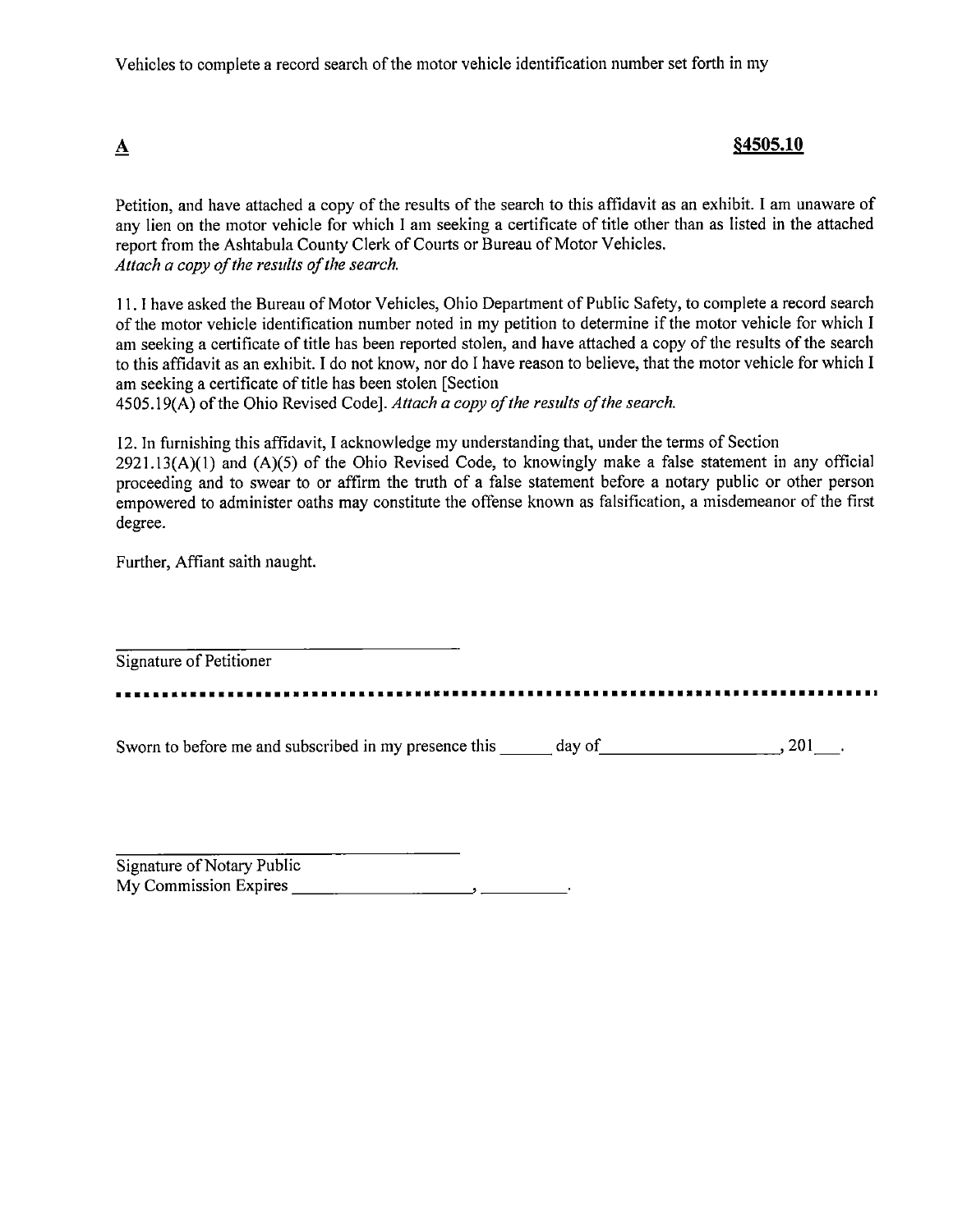Vehicles to complete a record search of the motor vehicle identification number set forth in my

**A** **§4505.10**

Petition, and have attached a copy of the results of the search to this affidavit as an exhibit. I am unaware of any lien on the motor vehicle for which I am seeking a certificate of title other than as listed in the attached report from the Ashtabula County Clerk of Courts or Bureau of Motor Vehicles.
*Attach a copy of the results of the search.*

11. I have asked the Bureau of Motor Vehicles, Ohio Department of Public Safety, to complete a record search of the motor vehicle identification number noted in my petition to determine if the motor vehicle for which I am seeking a certificate of title has been reported stolen, and have attached a copy of the results of the search to this affidavit as an exhibit. I do not know, nor do I have reason to believe, that the motor vehicle for which I am seeking a certificate of title has been stolen [Section 4505.19(A) of the Ohio Revised Code]. *Attach a copy of the results of the search.*

12. In furnishing this affidavit, I acknowledge my understanding that, under the terms of Section 2921.13(A)(1) and (A)(5) of the Ohio Revised Code, to knowingly make a false statement in any official proceeding and to swear to or affirm the truth of a false statement before a notary public or other person empowered to administer oaths may constitute the offense known as falsification, a misdemeanor of the first degree.

Further, Affiant saith naught.

______________________________
Signature of Petitioner

Sworn to before me and subscribed in my presence this ______ day of __________________, 201___.

______________________________
Signature of Notary Public
My Commission Expires ____________________, __________.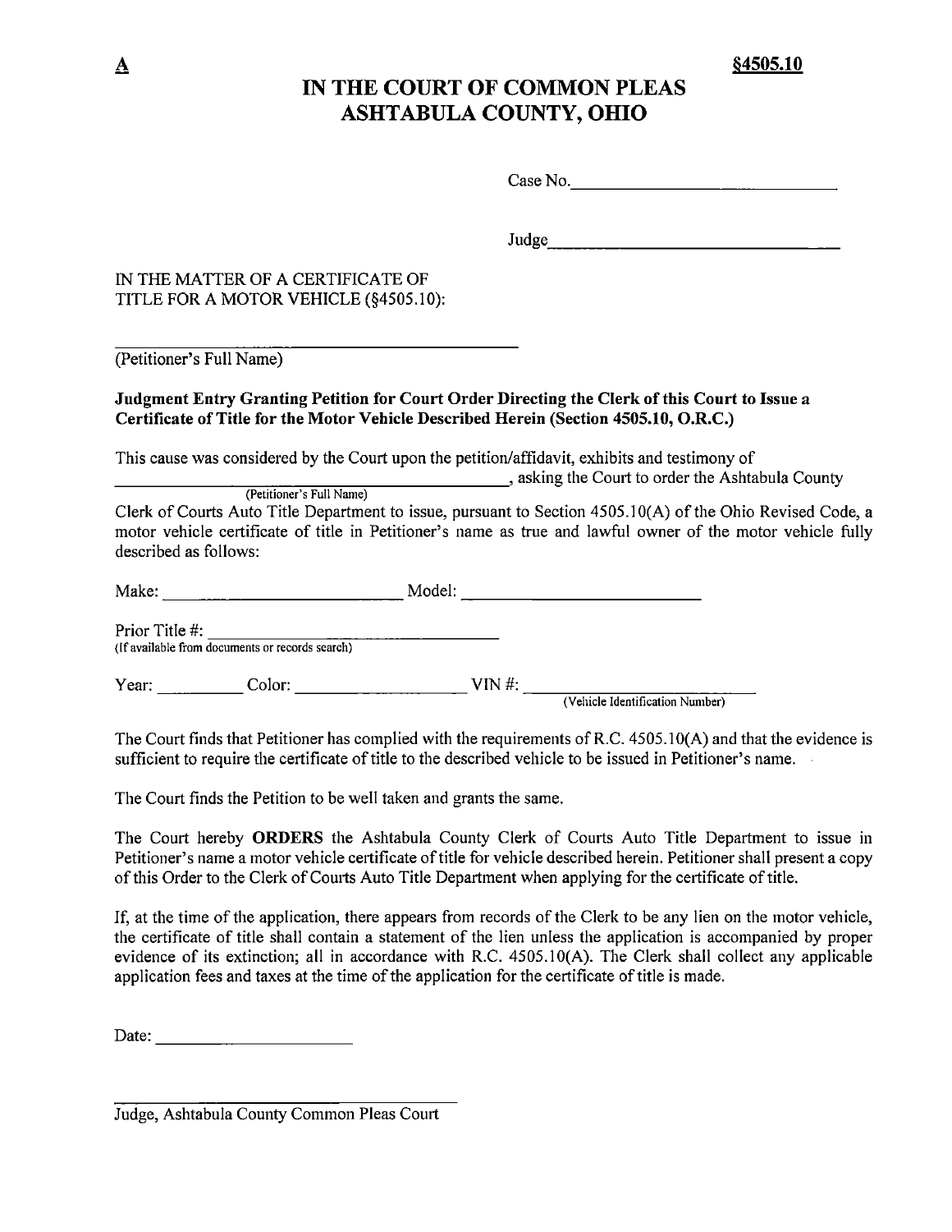**A** **§4505.10**

# IN THE COURT OF COMMON PLEAS
# ASHTABULA COUNTY, OHIO

Case No.\_\_\_\_\_\_\_\_\_\_\_\_\_\_\_\_\_\_\_\_\_\_\_\_\_\_\_\_

Judge\_\_\_\_\_\_\_\_\_\_\_\_\_\_\_\_\_\_\_\_\_\_\_\_\_\_\_\_\_\_\_

IN THE MATTER OF A CERTIFICATE OF TITLE FOR A MOTOR VEHICLE (§4505.10):

\_\_\_\_\_\_\_\_\_\_\_\_\_\_\_\_\_\_\_\_\_\_\_\_\_\_\_\_\_\_\_\_\_\_\_\_\_\_\_\_
(Petitioner's Full Name)

**Judgment Entry Granting Petition for Court Order Directing the Clerk of this Court to Issue a Certificate of Title for the Motor Vehicle Described Herein (Section 4505.10, O.R.C.)**

This cause was considered by the Court upon the petition/affidavit, exhibits and testimony of \_\_\_\_\_\_\_\_\_\_\_\_\_\_\_\_\_\_\_\_\_\_\_\_\_\_\_\_\_\_\_\_\_\_\_\_\_\_\_\_ (Petitioner's Full Name), asking the Court to order the Ashtabula County Clerk of Courts Auto Title Department to issue, pursuant to Section 4505.10(A) of the Ohio Revised Code, a motor vehicle certificate of title in Petitioner's name as true and lawful owner of the motor vehicle fully described as follows:

Make: \_\_\_\_\_\_\_\_\_\_\_\_\_\_\_\_\_\_\_\_\_\_\_\_ Model: \_\_\_\_\_\_\_\_\_\_\_\_\_\_\_\_\_\_\_\_\_\_\_\_\_\_

Prior Title #: \_\_\_\_\_\_\_\_\_\_\_\_\_\_\_\_\_\_\_\_\_\_\_\_\_\_\_\_\_\_\_\_
(If available from documents or records search)

Year: \_\_\_\_\_\_\_\_\_ Color: \_\_\_\_\_\_\_\_\_\_\_\_\_\_\_\_\_\_\_ VIN #: \_\_\_\_\_\_\_\_\_\_\_\_\_\_\_\_\_\_\_\_\_\_\_\_\_\_\_
(Vehicle Identification Number)

The Court finds that Petitioner has complied with the requirements of R.C. 4505.10(A) and that the evidence is sufficient to require the certificate of title to the described vehicle to be issued in Petitioner's name.

The Court finds the Petition to be well taken and grants the same.

The Court hereby **ORDERS** the Ashtabula County Clerk of Courts Auto Title Department to issue in Petitioner's name a motor vehicle certificate of title for vehicle described herein. Petitioner shall present a copy of this Order to the Clerk of Courts Auto Title Department when applying for the certificate of title.

If, at the time of the application, there appears from records of the Clerk to be any lien on the motor vehicle, the certificate of title shall contain a statement of the lien unless the application is accompanied by proper evidence of its extinction; all in accordance with R.C. 4505.10(A). The Clerk shall collect any applicable application fees and taxes at the time of the application for the certificate of title is made.

Date: \_\_\_\_\_\_\_\_\_\_\_\_\_\_\_\_\_\_\_\_\_\_

\_\_\_\_\_\_\_\_\_\_\_\_\_\_\_\_\_\_\_\_\_\_\_\_\_\_\_\_\_\_\_\_\_\_\_\_
Judge, Ashtabula County Common Pleas Court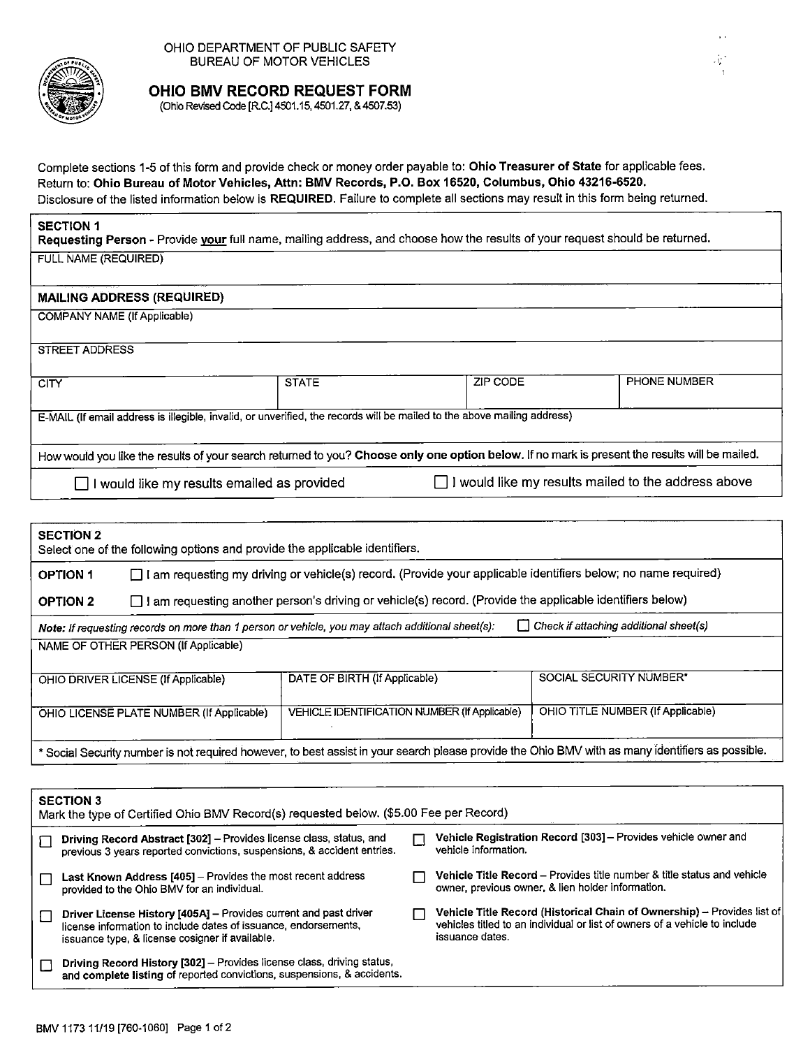OHIO DEPARTMENT OF PUBLIC SAFETY
BUREAU OF MOTOR VEHICLES

# OHIO BMV RECORD REQUEST FORM

(Ohio Revised Code [R.C.] 4501.15, 4501.27, & 4507.53)

Complete sections 1-5 of this form and provide check or money order payable to: **Ohio Treasurer of State** for applicable fees.
Return to: **Ohio Bureau of Motor Vehicles, Attn: BMV Records, P.O. Box 16520, Columbus, Ohio 43216-6520.**
Disclosure of the listed information below is **REQUIRED**. Failure to complete all sections may result in this form being returned.

## SECTION 1

**Requesting Person** - Provide **your** full name, mailing address, and choose how the results of your request should be returned.

FULL NAME (REQUIRED)

**MAILING ADDRESS (REQUIRED)**

COMPANY NAME (If Applicable)

STREET ADDRESS

| CITY | STATE | ZIP CODE | PHONE NUMBER |
|---|---|---|---|
| | | | |

E-MAIL (If email address is illegible, invalid, or unverified, the records will be mailed to the above mailing address)

How would you like the results of your search returned to you? **Choose only one option below.** If no mark is present the results will be mailed.

☐ I would like my results emailed as provided ☐ I would like my results mailed to the address above

## SECTION 2

Select one of the following options and provide the applicable identifiers.

**OPTION 1** ☐ I am requesting my driving or vehicle(s) record. (Provide your applicable identifiers below; no name required)

**OPTION 2** ☐ I am requesting another person's driving or vehicle(s) record. (Provide the applicable identifiers below)

***Note:** If requesting records on more than 1 person or vehicle, you may attach additional sheet(s):* ☐ *Check if attaching additional sheet(s)*

NAME OF OTHER PERSON (If Applicable)

| OHIO DRIVER LICENSE (If Applicable) | DATE OF BIRTH (If Applicable) | SOCIAL SECURITY NUMBER* |
|---|---|---|
| OHIO LICENSE PLATE NUMBER (If Applicable) | VEHICLE IDENTIFICATION NUMBER (If Applicable) | OHIO TITLE NUMBER (If Applicable) |

* Social Security number is not required however, to best assist in your search please provide the Ohio BMV with as many identifiers as possible.

## SECTION 3

Mark the type of Certified Ohio BMV Record(s) requested below. ($5.00 Fee per Record)

☐ **Driving Record Abstract [302]** – Provides license class, status, and previous 3 years reported convictions, suspensions, & accident entries.

☐ **Last Known Address [405]** – Provides the most recent address provided to the Ohio BMV for an individual.

☐ **Driver License History [405A]** – Provides current and past driver license information to include dates of issuance, endorsements, issuance type, & license cosigner if available.

☐ **Driving Record History [302]** – Provides license class, driving status, and **complete listing** of reported convictions, suspensions, & accidents.

☐ **Vehicle Registration Record [303]** – Provides vehicle owner and vehicle information.

☐ **Vehicle Title Record** – Provides title number & title status and vehicle owner, previous owner, & lien holder information.

☐ **Vehicle Title Record (Historical Chain of Ownership)** – Provides list of vehicles titled to an individual or list of owners of a vehicle to include issuance dates.

BMV 1173 11/19 [760-1060]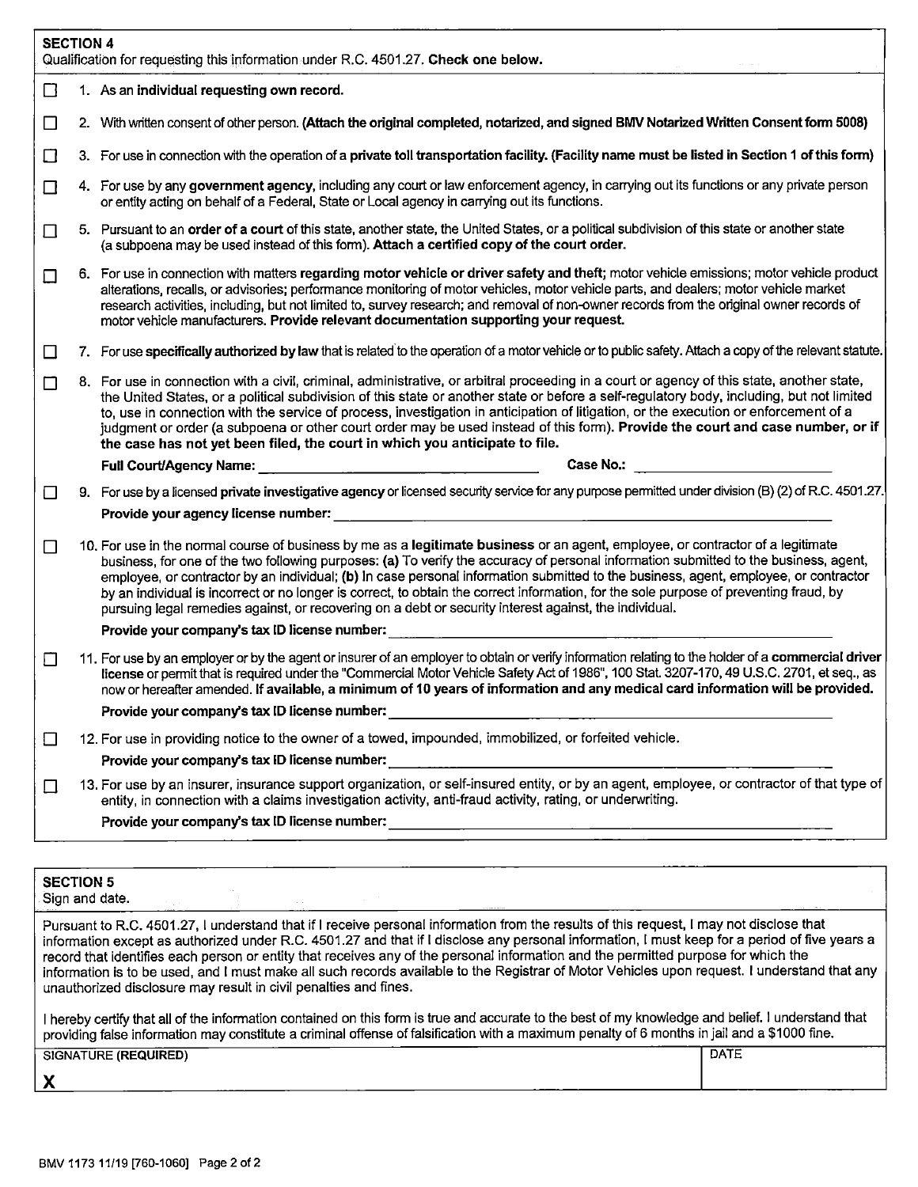## SECTION 4

Qualification for requesting this information under R.C. 4501.27. **Check one below.**

☐ 1. As an **individual requesting own record.**

☐ 2. With written consent of other person. **(Attach the original completed, notarized, and signed BMV Notarized Written Consent form 5008)**

☐ 3. For use in connection with the operation of a **private toll transportation facility. (Facility name must be listed in Section 1 of this form)**

☐ 4. For use by any **government agency**, including any court or law enforcement agency, in carrying out its functions or any private person or entity acting on behalf of a Federal, State or Local agency in carrying out its functions.

☐ 5. Pursuant to an **order of a court** of this state, another state, the United States, or a political subdivision of this state or another state (a subpoena may be used instead of this form). **Attach a certified copy of the court order.**

☐ 6. For use in connection with matters **regarding motor vehicle or driver safety and theft;** motor vehicle emissions; motor vehicle product alterations, recalls, or advisories; performance monitoring of motor vehicles, motor vehicle parts, and dealers; motor vehicle market research activities, including, but not limited to, survey research; and removal of non-owner records from the original owner records of motor vehicle manufacturers. **Provide relevant documentation supporting your request.**

☐ 7. For use **specifically authorized by law** that is related to the operation of a motor vehicle or to public safety. Attach a copy of the relevant statute.

☐ 8. For use in connection with a civil, criminal, administrative, or arbitral proceeding in a court or agency of this state, another state, the United States, or a political subdivision of this state or another state or before a self-regulatory body, including, but not limited to, use in connection with the service of process, investigation in anticipation of litigation, or the execution or enforcement of a judgment or order (a subpoena or other court order may be used instead of this form). **Provide the court and case number, or if the case has not yet been filed, the court in which you anticipate to file.**

**Full Court/Agency Name:** ____________________ **Case No.:** ____________________

☐ 9. For use by a licensed **private investigative agency** or licensed security service for any purpose permitted under division (B) (2) of R.C. 4501.27.

**Provide your agency license number:** ____________________

☐ 10. For use in the normal course of business by me as a **legitimate business** or an agent, employee, or contractor of a legitimate business, for one of the two following purposes: **(a)** To verify the accuracy of personal information submitted to the business, agent, employee, or contractor by an individual; **(b)** In case personal information submitted to the business, agent, employee, or contractor by an individual is incorrect or no longer is correct, to obtain the correct information, for the sole purpose of preventing fraud, by pursuing legal remedies against, or recovering on a debt or security interest against, the individual.

**Provide your company's tax ID license number:** ____________________

☐ 11. For use by an employer or by the agent or insurer of an employer to obtain or verify information relating to the holder of a **commercial driver license** or permit that is required under the "Commercial Motor Vehicle Safety Act of 1986", 100 Stat. 3207-170, 49 U.S.C. 2701, et seq., as now or hereafter amended. **If available, a minimum of 10 years of information and any medical card information will be provided.**

**Provide your company's tax ID license number:** ____________________

☐ 12. For use in providing notice to the owner of a towed, impounded, immobilized, or forfeited vehicle.

**Provide your company's tax ID license number:** ____________________

☐ 13. For use by an insurer, insurance support organization, or self-insured entity, or by an agent, employee, or contractor of that type of entity, in connection with a claims investigation activity, anti-fraud activity, rating, or underwriting.

**Provide your company's tax ID license number:** ____________________

## SECTION 5

Sign and date.

Pursuant to R.C. 4501.27, I understand that if I receive personal information from the results of this request, I may not disclose that information except as authorized under R.C. 4501.27 and that if I disclose any personal information, I must keep for a period of five years a record that identifies each person or entity that receives any of the personal information and the permitted purpose for which the information is to be used, and I must make all such records available to the Registrar of Motor Vehicles upon request. I understand that any unauthorized disclosure may result in civil penalties and fines.

I hereby certify that all of the information contained on this form is true and accurate to the best of my knowledge and belief. I understand that providing false information may constitute a criminal offense of falsification with a maximum penalty of 6 months in jail and a $1000 fine.

| SIGNATURE (REQUIRED) | DATE |
|---|---|
| X | |

BMV 1173 11/19 [760-1060]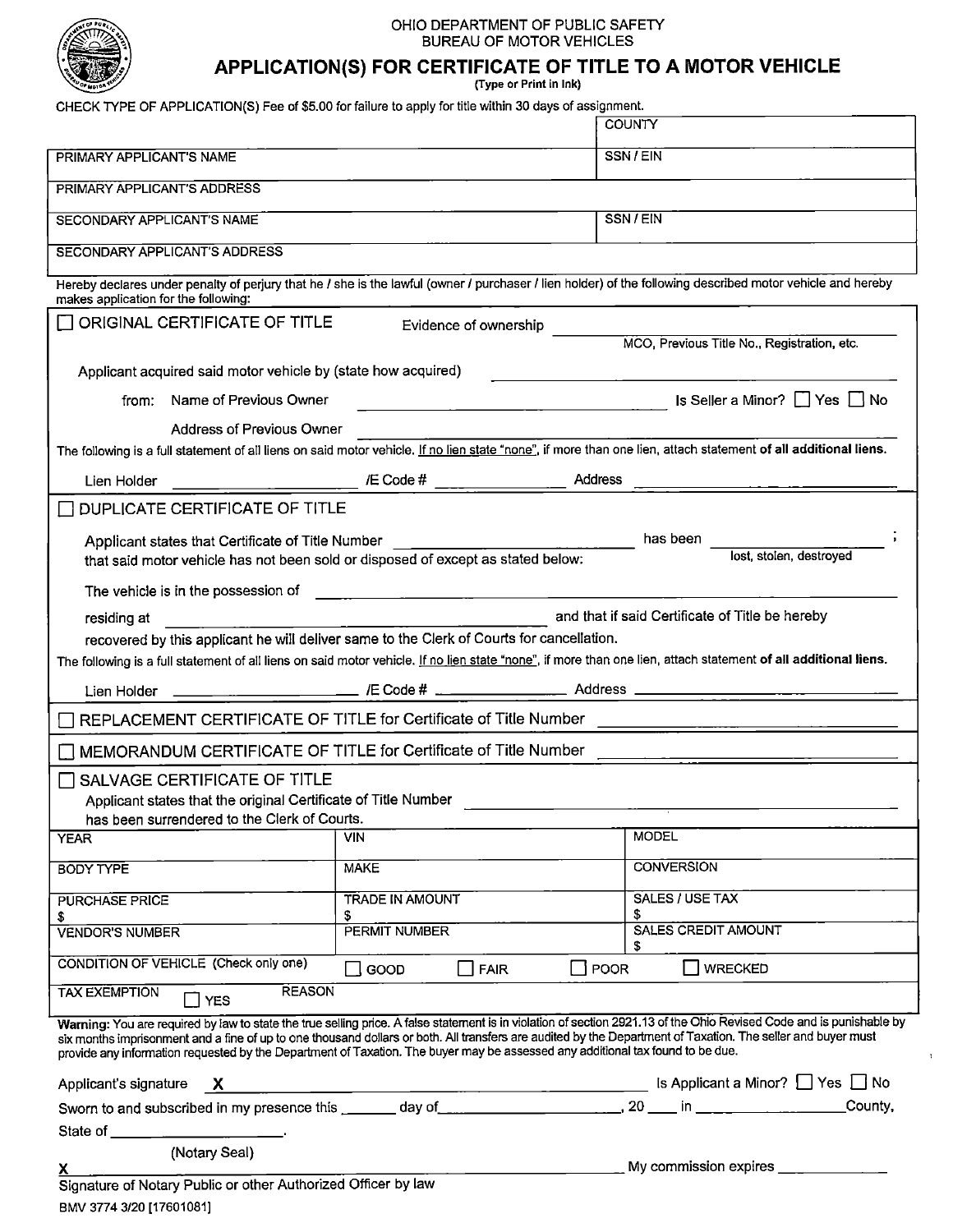OHIO DEPARTMENT OF PUBLIC SAFETY
BUREAU OF MOTOR VEHICLES

# APPLICATION(S) FOR CERTIFICATE OF TITLE TO A MOTOR VEHICLE

(Type or Print in Ink)

CHECK TYPE OF APPLICATION(S) Fee of $5.00 for failure to apply for title within 30 days of assignment.

| | COUNTY |
|---|---|
| PRIMARY APPLICANT'S NAME | SSN / EIN |
| PRIMARY APPLICANT'S ADDRESS | |
| SECONDARY APPLICANT'S NAME | SSN / EIN |
| SECONDARY APPLICANT'S ADDRESS | |

Hereby declares under penalty of perjury that he / she is the lawful (owner / purchaser / lien holder) of the following described motor vehicle and hereby makes application for the following:

☐ ORIGINAL CERTIFICATE OF TITLE Evidence of ownership ______________________
MCO, Previous Title No., Registration, etc.

Applicant acquired said motor vehicle by (state how acquired) ______________________

from: Name of Previous Owner ______________________ Is Seller a Minor? ☐ Yes ☐ No

Address of Previous Owner ______________________

The following is a full statement of all liens on said motor vehicle. If no lien state "none", if more than one lien, attach statement **of all additional liens.**

Lien Holder ______________ /E Code # ______________ Address ______________

☐ DUPLICATE CERTIFICATE OF TITLE

Applicant states that Certificate of Title Number ______________ has been ______________ ;
lost, stolen, destroyed
that said motor vehicle has not been sold or disposed of except as stated below:

The vehicle is in the possession of ______________________

residing at ______________________ and that if said Certificate of Title be hereby recovered by this applicant he will deliver same to the Clerk of Courts for cancellation.

The following is a full statement of all liens on said motor vehicle. If no lien state "none", if more than one lien, attach statement **of all additional liens.**

Lien Holder ______________ /E Code # ______________ Address ______________

☐ REPLACEMENT CERTIFICATE OF TITLE for Certificate of Title Number ______________

☐ MEMORANDUM CERTIFICATE OF TITLE for Certificate of Title Number ______________

☐ SALVAGE CERTIFICATE OF TITLE
Applicant states that the original Certificate of Title Number ______________
has been surrendered to the Clerk of Courts.

| YEAR | VIN | MODEL |
|---|---|---|
| BODY TYPE | MAKE | CONVERSION |
| PURCHASE PRICE $ | TRADE IN AMOUNT $ | SALES / USE TAX $ |
| VENDOR'S NUMBER | PERMIT NUMBER | SALES CREDIT AMOUNT $ |
| CONDITION OF VEHICLE (Check only one) | ☐ GOOD ☐ FAIR ☐ POOR | ☐ WRECKED |
| TAX EXEMPTION ☐ YES | REASON | |

**Warning:** You are required by law to state the true selling price. A false statement is in violation of section 2921.13 of the Ohio Revised Code and is punishable by six months imprisonment and a fine of up to one thousand dollars or both. All transfers are audited by the Department of Taxation. The seller and buyer must provide any information requested by the Department of Taxation. The buyer may be assessed any additional tax found to be due.

Applicant's signature **X** ______________________ Is Applicant a Minor? ☐ Yes ☐ No

Sworn to and subscribed in my presence this ______ day of ______________, 20 ____ in ______________ County,

State of ______________.

(Notary Seal)

**X** ______________________ My commission expires ______________

Signature of Notary Public or other Authorized Officer by law

BMV 3774 3/20 [17601081]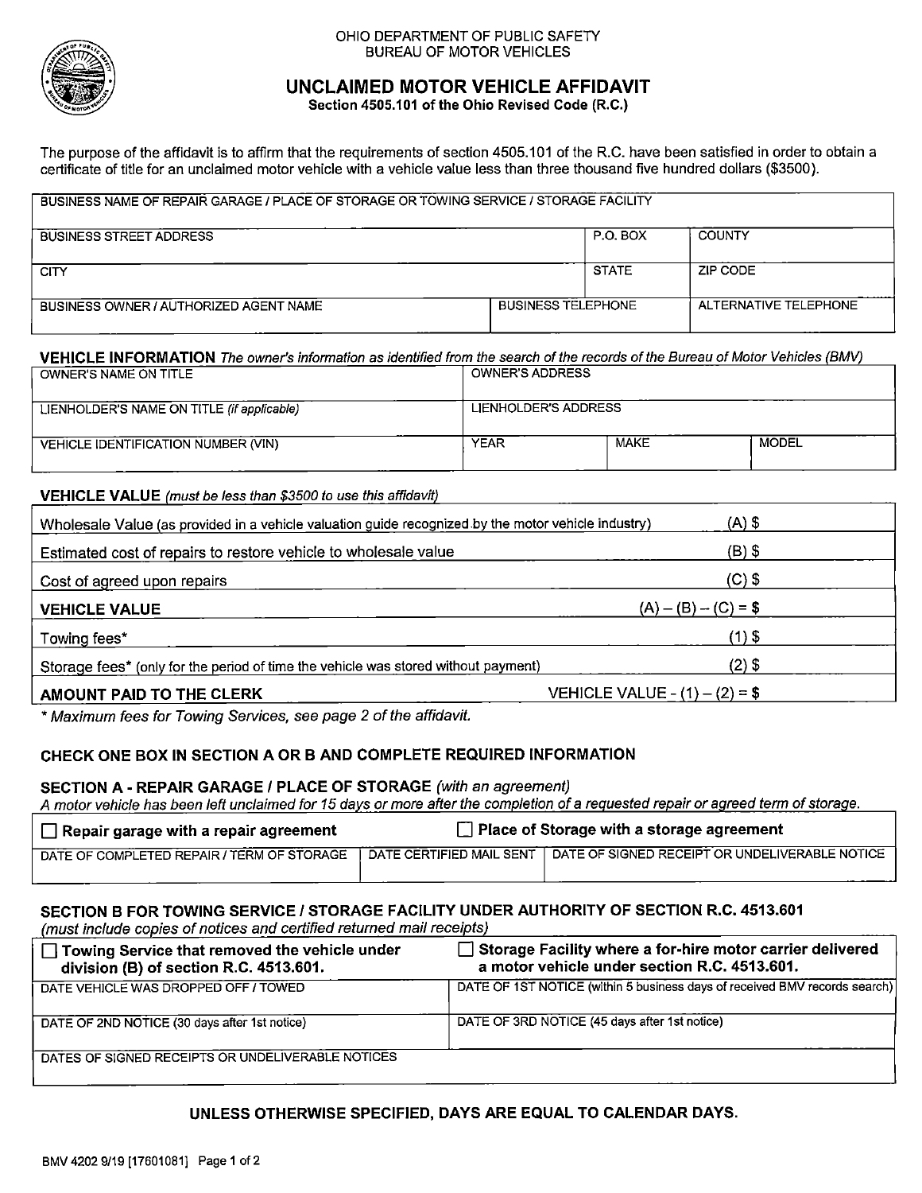OHIO DEPARTMENT OF PUBLIC SAFETY
BUREAU OF MOTOR VEHICLES

# UNCLAIMED MOTOR VEHICLE AFFIDAVIT

**Section 4505.101 of the Ohio Revised Code (R.C.)**

The purpose of the affidavit is to affirm that the requirements of section 4505.101 of the R.C. have been satisfied in order to obtain a certificate of title for an unclaimed motor vehicle with a vehicle value less than three thousand five hundred dollars ($3500).

| BUSINESS NAME OF REPAIR GARAGE / PLACE OF STORAGE OR TOWING SERVICE / STORAGE FACILITY | | | |
|---|---|---|---|
| BUSINESS STREET ADDRESS | | P.O. BOX | COUNTY |
| CITY | | STATE | ZIP CODE |
| BUSINESS OWNER / AUTHORIZED AGENT NAME | BUSINESS TELEPHONE | | ALTERNATIVE TELEPHONE |

**VEHICLE INFORMATION** *The owner's information as identified from the search of the records of the Bureau of Motor Vehicles (BMV)*

| OWNER'S NAME ON TITLE | OWNER'S ADDRESS | | |
|---|---|---|---|
| LIENHOLDER'S NAME ON TITLE *(if applicable)* | LIENHOLDER'S ADDRESS | | |
| VEHICLE IDENTIFICATION NUMBER (VIN) | YEAR | MAKE | MODEL |

**VEHICLE VALUE** *(must be less than $3500 to use this affidavit)*

| | |
|---|---|
| Wholesale Value (as provided in a vehicle valuation guide recognized by the motor vehicle industry) | (A) $ |
| Estimated cost of repairs to restore vehicle to wholesale value | (B) $ |
| Cost of agreed upon repairs | (C) $ |
| **VEHICLE VALUE** | (A) – (B) – (C) = **$** |
| Towing fees* | (1) $ |
| Storage fees* (only for the period of time the vehicle was stored without payment) | (2) $ |
| **AMOUNT PAID TO THE CLERK** | VEHICLE VALUE - (1) – (2) = **$** |

*\* Maximum fees for Towing Services, see page 2 of the affidavit.*

### CHECK ONE BOX IN SECTION A OR B AND COMPLETE REQUIRED INFORMATION

**SECTION A - REPAIR GARAGE / PLACE OF STORAGE** *(with an agreement)*

*A motor vehicle has been left unclaimed for 15 days or more after the completion of a requested repair or agreed term of storage.*

| ☐ **Repair garage with a repair agreement** | ☐ **Place of Storage with a storage agreement** | |
|---|---|---|
| DATE OF COMPLETED REPAIR / TERM OF STORAGE | DATE CERTIFIED MAIL SENT | DATE OF SIGNED RECEIPT OR UNDELIVERABLE NOTICE |

**SECTION B FOR TOWING SERVICE / STORAGE FACILITY UNDER AUTHORITY OF SECTION R.C. 4513.601**

*(must include copies of notices and certified returned mail receipts)*

| ☐ **Towing Service that removed the vehicle under division (B) of section R.C. 4513.601.** | ☐ **Storage Facility where a for-hire motor carrier delivered a motor vehicle under section R.C. 4513.601.** |
|---|---|
| DATE VEHICLE WAS DROPPED OFF / TOWED | DATE OF 1ST NOTICE (within 5 business days of received BMV records search) |
| DATE OF 2ND NOTICE (30 days after 1st notice) | DATE OF 3RD NOTICE (45 days after 1st notice) |
| DATES OF SIGNED RECEIPTS OR UNDELIVERABLE NOTICES | |

**UNLESS OTHERWISE SPECIFIED, DAYS ARE EQUAL TO CALENDAR DAYS.**

BMV 4202 9/19 [17601081]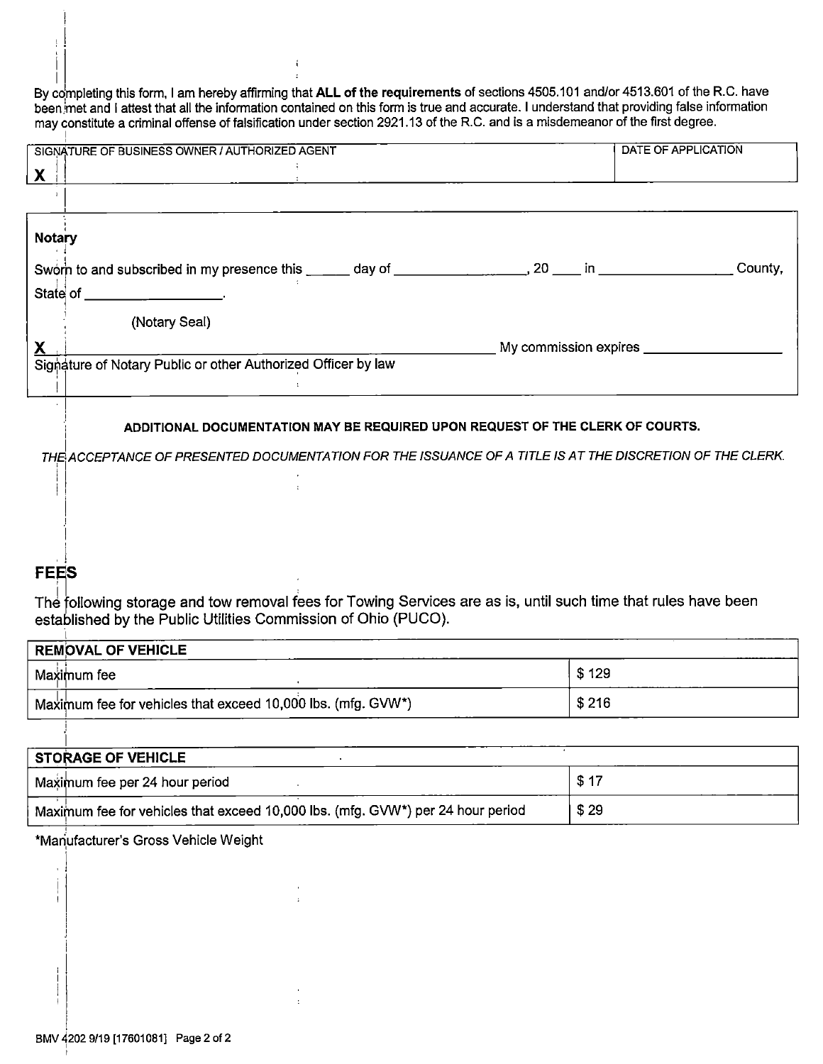By completing this form, I am hereby affirming that **ALL of the requirements** of sections 4505.101 and/or 4513.601 of the R.C. have been met and I attest that all the information contained on this form is true and accurate. I understand that providing false information may constitute a criminal offense of falsification under section 2921.13 of the R.C. and is a misdemeanor of the first degree.

| SIGNATURE OF BUSINESS OWNER / AUTHORIZED AGENT | DATE OF APPLICATION |
|---|---|
| X | |

**Notary**

Sworn to and subscribed in my presence this ______ day of _________________, 20 ____ in _________________ County, State of __________________.

(Notary Seal)

X _____________________________________________ My commission expires __________________

Signature of Notary Public or other Authorized Officer by law

**ADDITIONAL DOCUMENTATION MAY BE REQUIRED UPON REQUEST OF THE CLERK OF COURTS.**

*THE ACCEPTANCE OF PRESENTED DOCUMENTATION FOR THE ISSUANCE OF A TITLE IS AT THE DISCRETION OF THE CLERK.*

## FEES

The following storage and tow removal fees for Towing Services are as is, until such time that rules have been established by the Public Utilities Commission of Ohio (PUCO).

| REMOVAL OF VEHICLE | |
|---|---|
| Maximum fee | $ 129 |
| Maximum fee for vehicles that exceed 10,000 lbs. (mfg. GVW*) | $ 216 |

| STORAGE OF VEHICLE | |
|---|---|
| Maximum fee per 24 hour period | $ 17 |
| Maximum fee for vehicles that exceed 10,000 lbs. (mfg. GVW*) per 24 hour period | $ 29 |

*Manufacturer's Gross Vehicle Weight

BMV 4202 9/19 [17601081]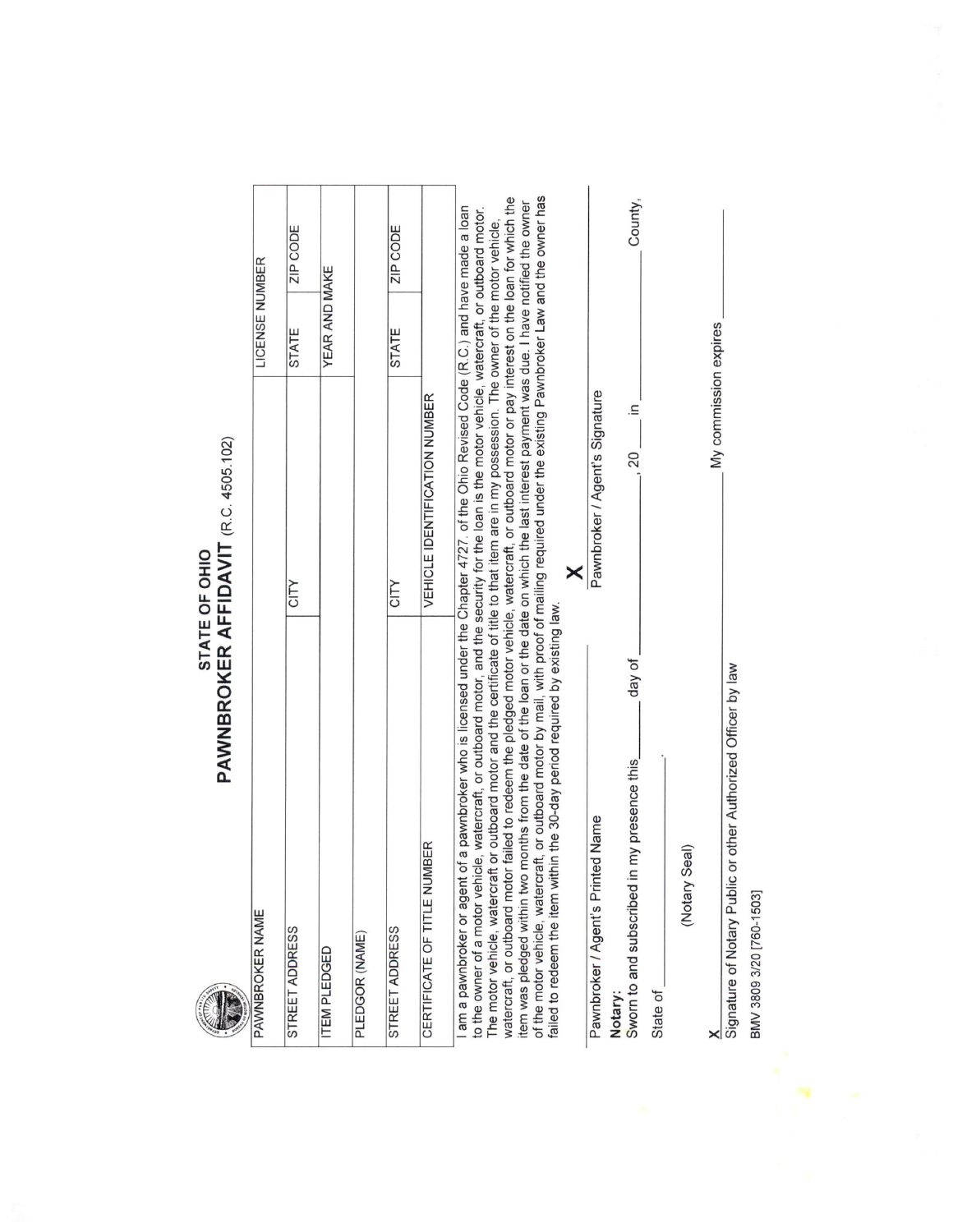# STATE OF OHIO
## PAWNBROKER AFFIDAVIT (R.C. 4505.102)

| PAWNBROKER NAME | | LICENSE NUMBER | |
|---|---|---|---|
| STREET ADDRESS | CITY | STATE | ZIP CODE |
| ITEM PLEDGED | | YEAR AND MAKE | |
| PLEDGOR (NAME) | | | |
| STREET ADDRESS | CITY | STATE | ZIP CODE |
| CERTIFICATE OF TITLE NUMBER | VEHICLE IDENTIFICATION NUMBER | | |

I am a pawnbroker or agent of a pawnbroker who is licensed under the Chapter 4727. of the Ohio Revised Code (R.C.) and have made a loan to the owner of a motor vehicle, watercraft, or outboard motor, and the security for the loan is the motor vehicle, watercraft, or outboard motor. The motor vehicle, watercraft or outboard motor and the certificate of title to that item are in my possession. The owner of the motor vehicle, watercraft, or outboard motor failed to redeem the pledged motor vehicle, watercraft, or outboard motor or pay interest on the loan for which the item was pledged within two months from the date of the loan or the date on which the last interest payment was due. I have notified the owner of the motor vehicle, watercraft, or outboard motor by mail, with proof of mailing required under the existing Pawnbroker Law and the owner has failed to redeem the item within the 30-day period required by existing law.

______________________________
Pawnbroker / Agent's Printed Name

**X** ______________________________
Pawnbroker / Agent's Signature

**Notary:**
Sworn to and subscribed in my presence this ______ day of ______________, 20 ____ in ______________ County,

State of ______________.

(Notary Seal)

**X** ______________________________
Signature of Notary Public or other Authorized Officer by law

My commission expires ______________

BMV 3809 3/20 [760-1503]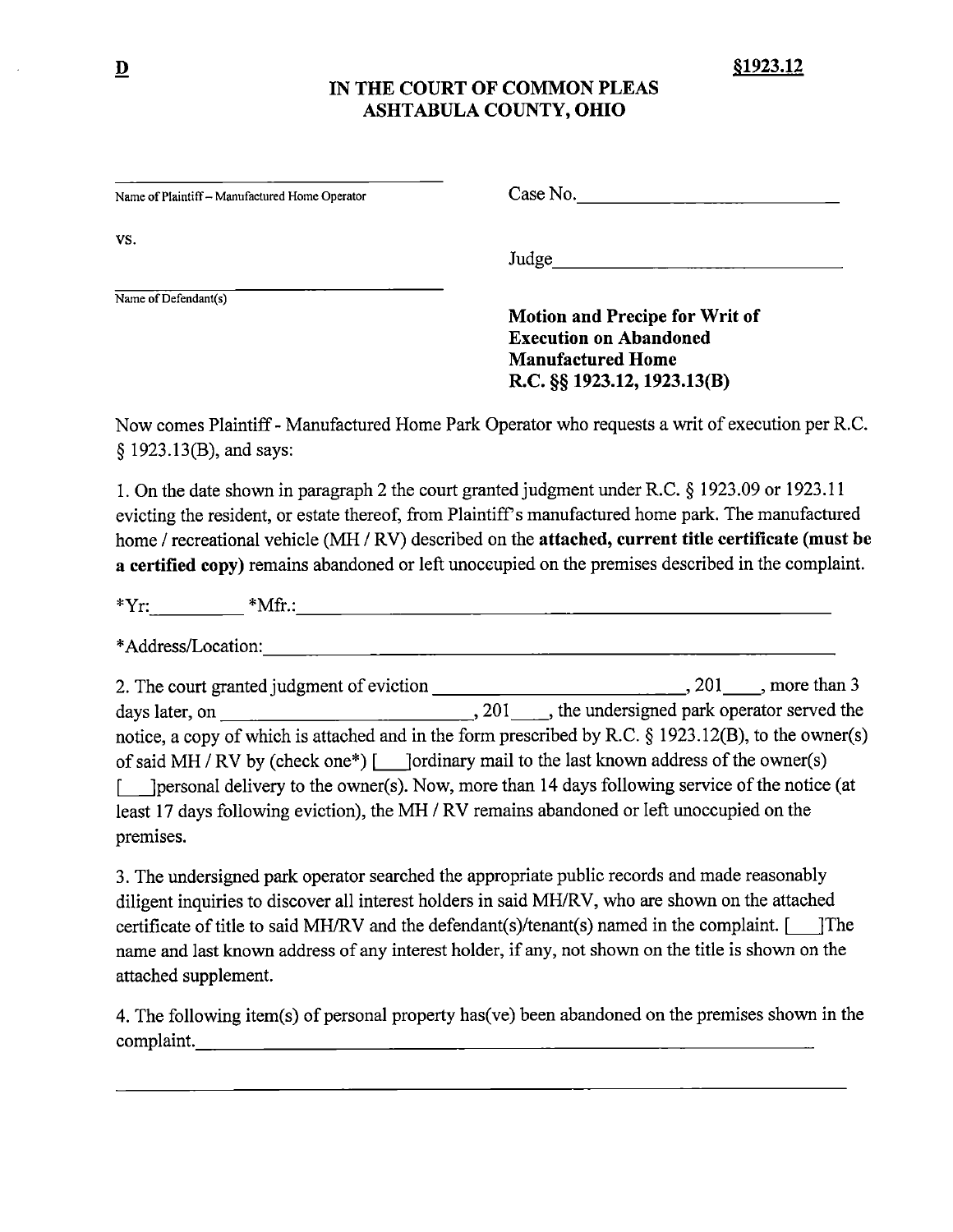**D** **§1923.12**

# IN THE COURT OF COMMON PLEAS
# ASHTABULA COUNTY, OHIO

______________________________
Name of Plaintiff – Manufactured Home Operator

Case No.______________________

vs.

Judge________________________

______________________________
Name of Defendant(s)

**Motion and Precipe for Writ of Execution on Abandoned Manufactured Home**
**R.C. §§ 1923.12, 1923.13(B)**

Now comes Plaintiff - Manufactured Home Park Operator who requests a writ of execution per R.C. § 1923.13(B), and says:

1. On the date shown in paragraph 2 the court granted judgment under R.C. § 1923.09 or 1923.11 evicting the resident, or estate thereof, from Plaintiff's manufactured home park. The manufactured home / recreational vehicle (MH / RV) described on the **attached, current title certificate (must be a certified copy)** remains abandoned or left unoccupied on the premises described in the complaint.

*Yr:_________ *Mfr.:________________________________________________

*Address/Location:_________________________________________________

2. The court granted judgment of eviction ______________________, 201____, more than 3 days later, on ______________________, 201____, the undersigned park operator served the notice, a copy of which is attached and in the form prescribed by R.C. § 1923.12(B), to the owner(s) of said MH / RV by (check one*) [___]ordinary mail to the last known address of the owner(s) [___]personal delivery to the owner(s). Now, more than 14 days following service of the notice (at least 17 days following eviction), the MH / RV remains abandoned or left unoccupied on the premises.

3. The undersigned park operator searched the appropriate public records and made reasonably diligent inquiries to discover all interest holders in said MH/RV, who are shown on the attached certificate of title to said MH/RV and the defendant(s)/tenant(s) named in the complaint. [___]The name and last known address of any interest holder, if any, not shown on the title is shown on the attached supplement.

4. The following item(s) of personal property has(ve) been abandoned on the premises shown in the complaint.______________________________________________________________

______________________________________________________________________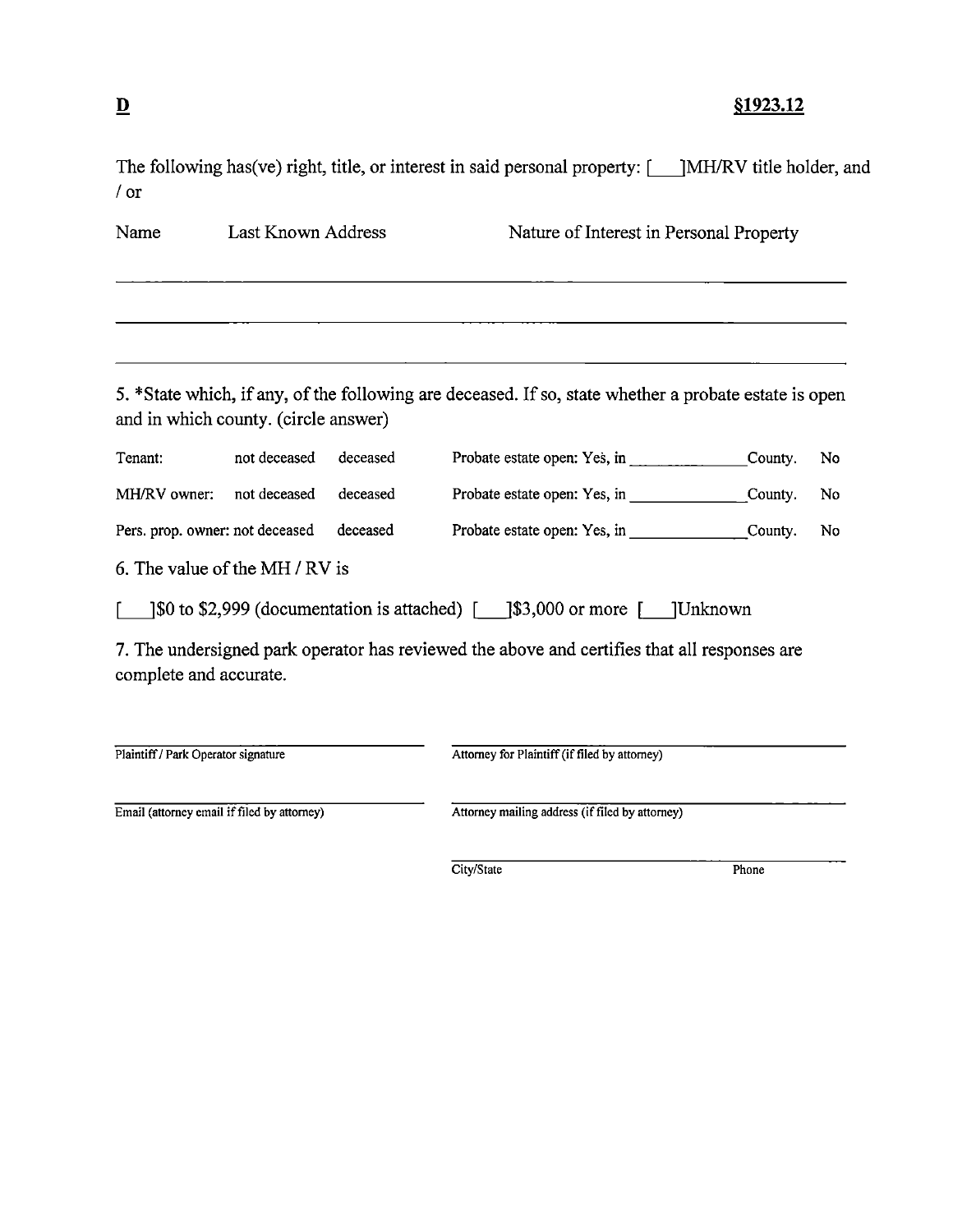**D** **§1923.12**

The following has(ve) right, title, or interest in said personal property: [___]MH/RV title holder, and / or

| Name | Last Known Address | Nature of Interest in Personal Property |
|---|---|---|
| | | |
| | | |
| | | |

5. *State which, if any, of the following are deceased. If so, state whether a probate estate is open and in which county. (circle answer)

| | | | | |
|---|---|---|---|---|
| Tenant: | not deceased | deceased | Probate estate open: Yes, in ____________ County. | No |
| MH/RV owner: | not deceased | deceased | Probate estate open: Yes, in ____________ County. | No |
| Pers. prop. owner: | not deceased | deceased | Probate estate open: Yes, in ____________ County. | No |

6. The value of the MH / RV is

[___]$0 to $2,999 (documentation is attached) [___]$3,000 or more [___]Unknown

7. The undersigned park operator has reviewed the above and certifies that all responses are complete and accurate.

______________________________
Plaintiff / Park Operator signature

______________________________
Attorney for Plaintiff (if filed by attorney)

______________________________
Email (attorney email if filed by attorney)

______________________________
Attorney mailing address (if filed by attorney)

______________________________
City/State Phone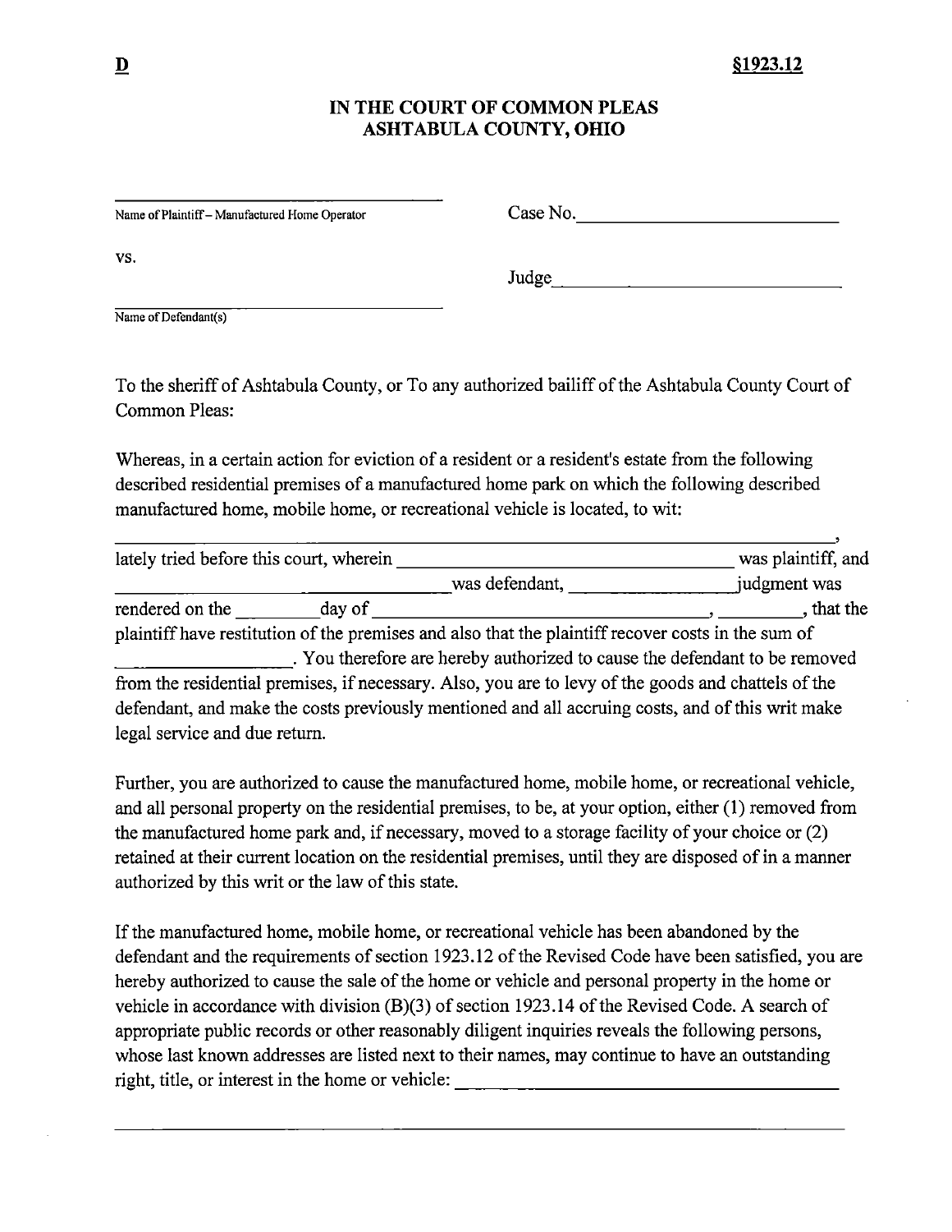**D** **§1923.12**

# IN THE COURT OF COMMON PLEAS
# ASHTABULA COUNTY, OHIO

\_\_\_\_\_\_\_\_\_\_\_\_\_\_\_\_\_\_\_\_\_\_\_\_\_\_\_\_\_\_\_\_\_\_\_\_
Name of Plaintiff – Manufactured Home Operator

Case No.\_\_\_\_\_\_\_\_\_\_\_\_\_\_\_\_\_\_\_\_\_\_\_\_\_\_\_\_

vs.

Judge\_\_\_\_\_\_\_\_\_\_\_\_\_\_\_\_\_\_\_\_\_\_\_\_\_\_\_\_\_\_\_

\_\_\_\_\_\_\_\_\_\_\_\_\_\_\_\_\_\_\_\_\_\_\_\_\_\_\_\_\_\_\_\_\_\_\_\_
Name of Defendant(s)

To the sheriff of Ashtabula County, or To any authorized bailiff of the Ashtabula County Court of Common Pleas:

Whereas, in a certain action for eviction of a resident or a resident's estate from the following described residential premises of a manufactured home park on which the following described manufactured home, mobile home, or recreational vehicle is located, to wit:

\_\_\_\_\_\_\_\_\_\_\_\_\_\_\_\_\_\_\_\_\_\_\_\_\_\_\_\_\_\_\_\_\_\_\_\_\_\_\_\_\_\_\_\_\_\_\_\_\_\_\_\_\_\_\_\_\_\_\_\_\_\_\_\_\_\_\_\_\_\_\_\_\_\_\_\_\_,
lately tried before this court, wherein \_\_\_\_\_\_\_\_\_\_\_\_\_\_\_\_\_\_\_\_\_\_\_\_\_\_\_\_\_\_\_\_\_\_\_ was plaintiff, and \_\_\_\_\_\_\_\_\_\_\_\_\_\_\_\_\_\_\_\_\_\_\_\_\_\_\_\_\_\_\_\_\_\_\_\_\_\_was defendant, \_\_\_\_\_\_\_\_\_\_\_\_\_\_\_\_\_\_judgment was rendered on the \_\_\_\_\_\_\_\_\_day of \_\_\_\_\_\_\_\_\_\_\_\_\_\_\_\_\_\_\_\_\_\_\_\_\_\_\_\_\_\_\_\_\_\_\_\_, \_\_\_\_\_\_\_\_\_, that the plaintiff have restitution of the premises and also that the plaintiff recover costs in the sum of \_\_\_\_\_\_\_\_\_\_\_\_\_\_\_\_\_\_. You therefore are hereby authorized to cause the defendant to be removed from the residential premises, if necessary. Also, you are to levy of the goods and chattels of the defendant, and make the costs previously mentioned and all accruing costs, and of this writ make legal service and due return.

Further, you are authorized to cause the manufactured home, mobile home, or recreational vehicle, and all personal property on the residential premises, to be, at your option, either (1) removed from the manufactured home park and, if necessary, moved to a storage facility of your choice or (2) retained at their current location on the residential premises, until they are disposed of in a manner authorized by this writ or the law of this state.

If the manufactured home, mobile home, or recreational vehicle has been abandoned by the defendant and the requirements of section 1923.12 of the Revised Code have been satisfied, you are hereby authorized to cause the sale of the home or vehicle and personal property in the home or vehicle in accordance with division (B)(3) of section 1923.14 of the Revised Code. A search of appropriate public records or other reasonably diligent inquiries reveals the following persons, whose last known addresses are listed next to their names, may continue to have an outstanding right, title, or interest in the home or vehicle: \_\_\_\_\_\_\_\_\_\_\_\_\_\_\_\_\_\_\_\_\_\_\_\_\_\_\_\_\_\_\_\_\_\_\_\_\_\_\_\_\_

\_\_\_\_\_\_\_\_\_\_\_\_\_\_\_\_\_\_\_\_\_\_\_\_\_\_\_\_\_\_\_\_\_\_\_\_\_\_\_\_\_\_\_\_\_\_\_\_\_\_\_\_\_\_\_\_\_\_\_\_\_\_\_\_\_\_\_\_\_\_\_\_\_\_\_\_\_\_\_\_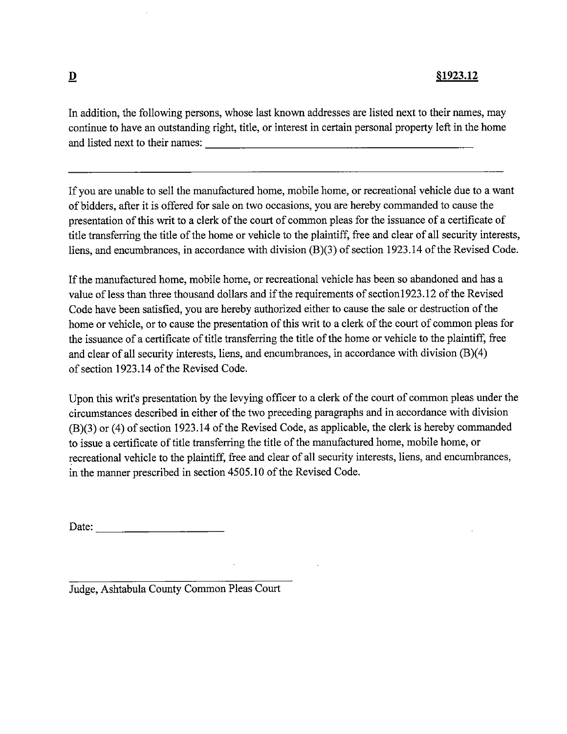**D** **§1923.12**

In addition, the following persons, whose last known addresses are listed next to their names, may continue to have an outstanding right, title, or interest in certain personal property left in the home and listed next to their names: ______________________________________________

______________________________________________________________________________

If you are unable to sell the manufactured home, mobile home, or recreational vehicle due to a want of bidders, after it is offered for sale on two occasions, you are hereby commanded to cause the presentation of this writ to a clerk of the court of common pleas for the issuance of a certificate of title transferring the title of the home or vehicle to the plaintiff, free and clear of all security interests, liens, and encumbrances, in accordance with division (B)(3) of section 1923.14 of the Revised Code.

If the manufactured home, mobile home, or recreational vehicle has been so abandoned and has a value of less than three thousand dollars and if the requirements of section1923.12 of the Revised Code have been satisfied, you are hereby authorized either to cause the sale or destruction of the home or vehicle, or to cause the presentation of this writ to a clerk of the court of common pleas for the issuance of a certificate of title transferring the title of the home or vehicle to the plaintiff, free and clear of all security interests, liens, and encumbrances, in accordance with division (B)(4) of section 1923.14 of the Revised Code.

Upon this writ's presentation by the levying officer to a clerk of the court of common pleas under the circumstances described in either of the two preceding paragraphs and in accordance with division (B)(3) or (4) of section 1923.14 of the Revised Code, as applicable, the clerk is hereby commanded to issue a certificate of title transferring the title of the manufactured home, mobile home, or recreational vehicle to the plaintiff, free and clear of all security interests, liens, and encumbrances, in the manner prescribed in section 4505.10 of the Revised Code.

Date: ______________________

______________________________________
Judge, Ashtabula County Common Pleas Court